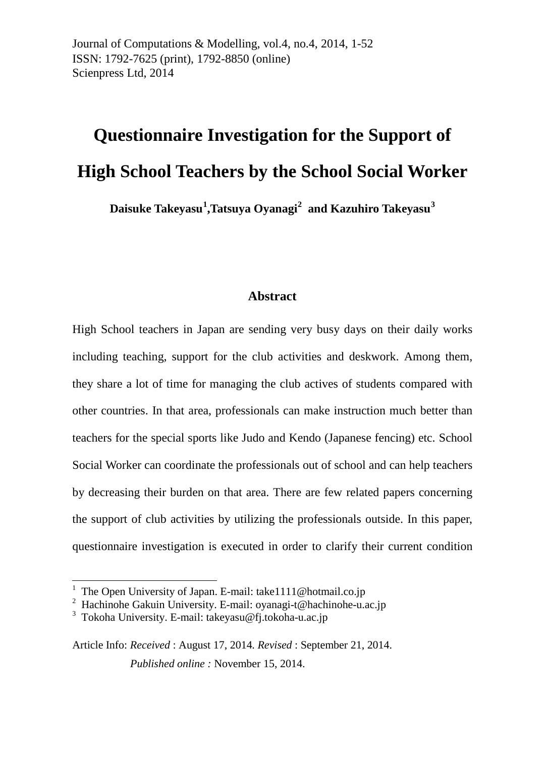Journal of Computations & Modelling, vol.4, no.4, 2014, 1-52
ISSN: 1792-7625 (print), 1792-8850 (online)
Scienpress Ltd, 2014

# Questionnaire Investigation for the Support of High School Teachers by the School Social Worker

**Daisuke Takeyasu[1], Tatsuya Oyanagi[2] and Kazuhiro Takeyasu[3]**

## Abstract

High School teachers in Japan are sending very busy days on their daily works including teaching, support for the club activities and deskwork. Among them, they share a lot of time for managing the club actives of students compared with other countries. In that area, professionals can make instruction much better than teachers for the special sports like Judo and Kendo (Japanese fencing) etc. School Social Worker can coordinate the professionals out of school and can help teachers by decreasing their burden on that area. There are few related papers concerning the support of club activities by utilizing the professionals outside. In this paper, questionnaire investigation is executed in order to clarify their current condition

---

[1] The Open University of Japan. E-mail: take1111@hotmail.co.jp
[2] Hachinohe Gakuin University. E-mail: oyanagi-t@hachinohe-u.ac.jp
[3] Tokoha University. E-mail: takeyasu@fj.tokoha-u.ac.jp

Article Info: *Received* : August 17, 2014. *Revised* : September 21, 2014.
*Published online :* November 15, 2014.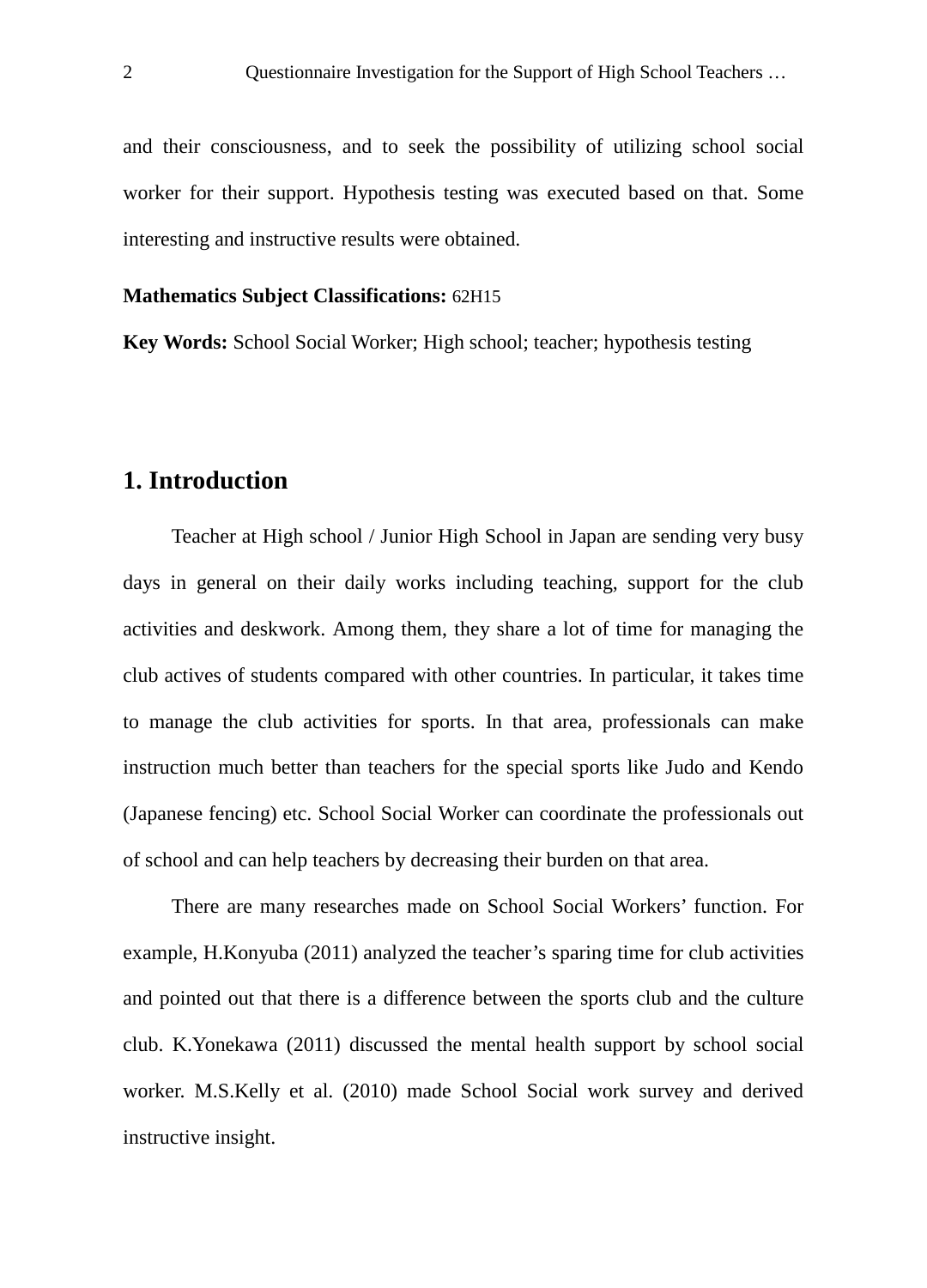and their consciousness, and to seek the possibility of utilizing school social worker for their support. Hypothesis testing was executed based on that. Some interesting and instructive results were obtained.

**Mathematics Subject Classifications:** 62H15

**Key Words:** School Social Worker; High school; teacher; hypothesis testing

## 1. Introduction

Teacher at High school / Junior High School in Japan are sending very busy days in general on their daily works including teaching, support for the club activities and deskwork. Among them, they share a lot of time for managing the club actives of students compared with other countries. In particular, it takes time to manage the club activities for sports. In that area, professionals can make instruction much better than teachers for the special sports like Judo and Kendo (Japanese fencing) etc. School Social Worker can coordinate the professionals out of school and can help teachers by decreasing their burden on that area.

There are many researches made on School Social Workers' function. For example, H.Konyuba (2011) analyzed the teacher's sparing time for club activities and pointed out that there is a difference between the sports club and the culture club. K.Yonekawa (2011) discussed the mental health support by school social worker. M.S.Kelly et al. (2010) made School Social work survey and derived instructive insight.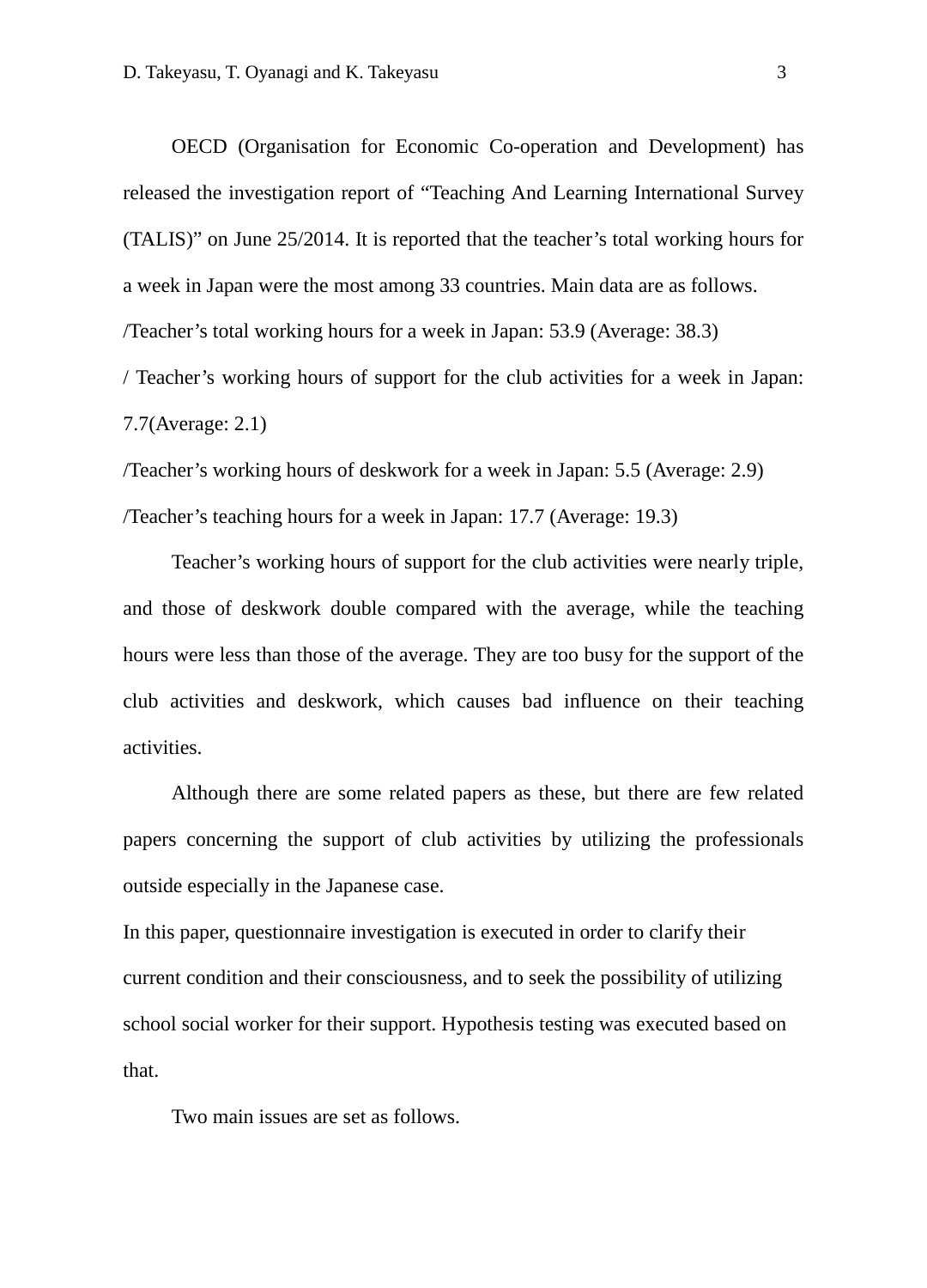OECD (Organisation for Economic Co-operation and Development) has released the investigation report of "Teaching And Learning International Survey (TALIS)" on June 25/2014. It is reported that the teacher's total working hours for a week in Japan were the most among 33 countries. Main data are as follows.

/Teacher's total working hours for a week in Japan: 53.9 (Average: 38.3)

/ Teacher's working hours of support for the club activities for a week in Japan: 7.7(Average: 2.1)

/Teacher's working hours of deskwork for a week in Japan: 5.5 (Average: 2.9)

/Teacher's teaching hours for a week in Japan: 17.7 (Average: 19.3)

Teacher's working hours of support for the club activities were nearly triple, and those of deskwork double compared with the average, while the teaching hours were less than those of the average. They are too busy for the support of the club activities and deskwork, which causes bad influence on their teaching activities.

Although there are some related papers as these, but there are few related papers concerning the support of club activities by utilizing the professionals outside especially in the Japanese case.

In this paper, questionnaire investigation is executed in order to clarify their current condition and their consciousness, and to seek the possibility of utilizing school social worker for their support. Hypothesis testing was executed based on that.

Two main issues are set as follows.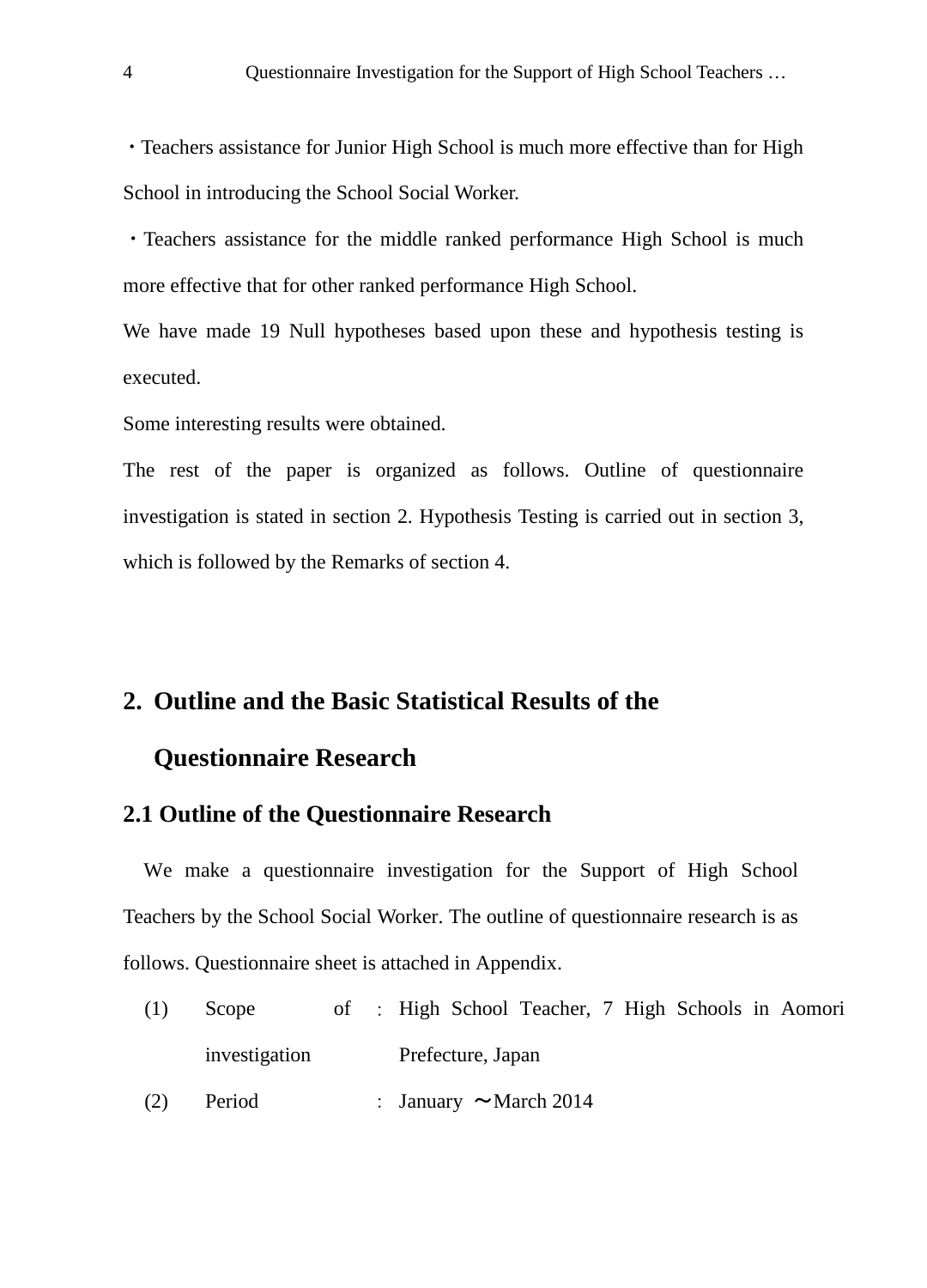・Teachers assistance for Junior High School is much more effective than for High School in introducing the School Social Worker.

・Teachers assistance for the middle ranked performance High School is much more effective that for other ranked performance High School.

We have made 19 Null hypotheses based upon these and hypothesis testing is executed.

Some interesting results were obtained.

The rest of the paper is organized as follows. Outline of questionnaire investigation is stated in section 2. Hypothesis Testing is carried out in section 3, which is followed by the Remarks of section 4.

## 2. Outline and the Basic Statistical Results of the Questionnaire Research

### 2.1 Outline of the Questionnaire Research

We make a questionnaire investigation for the Support of High School Teachers by the School Social Worker. The outline of questionnaire research is as follows. Questionnaire sheet is attached in Appendix.

| | | | |
|---|---|---|---|
| (1) | Scope of investigation | : | High School Teacher, 7 High Schools in Aomori Prefecture, Japan |
| (2) | Period | : | January 〜March 2014 |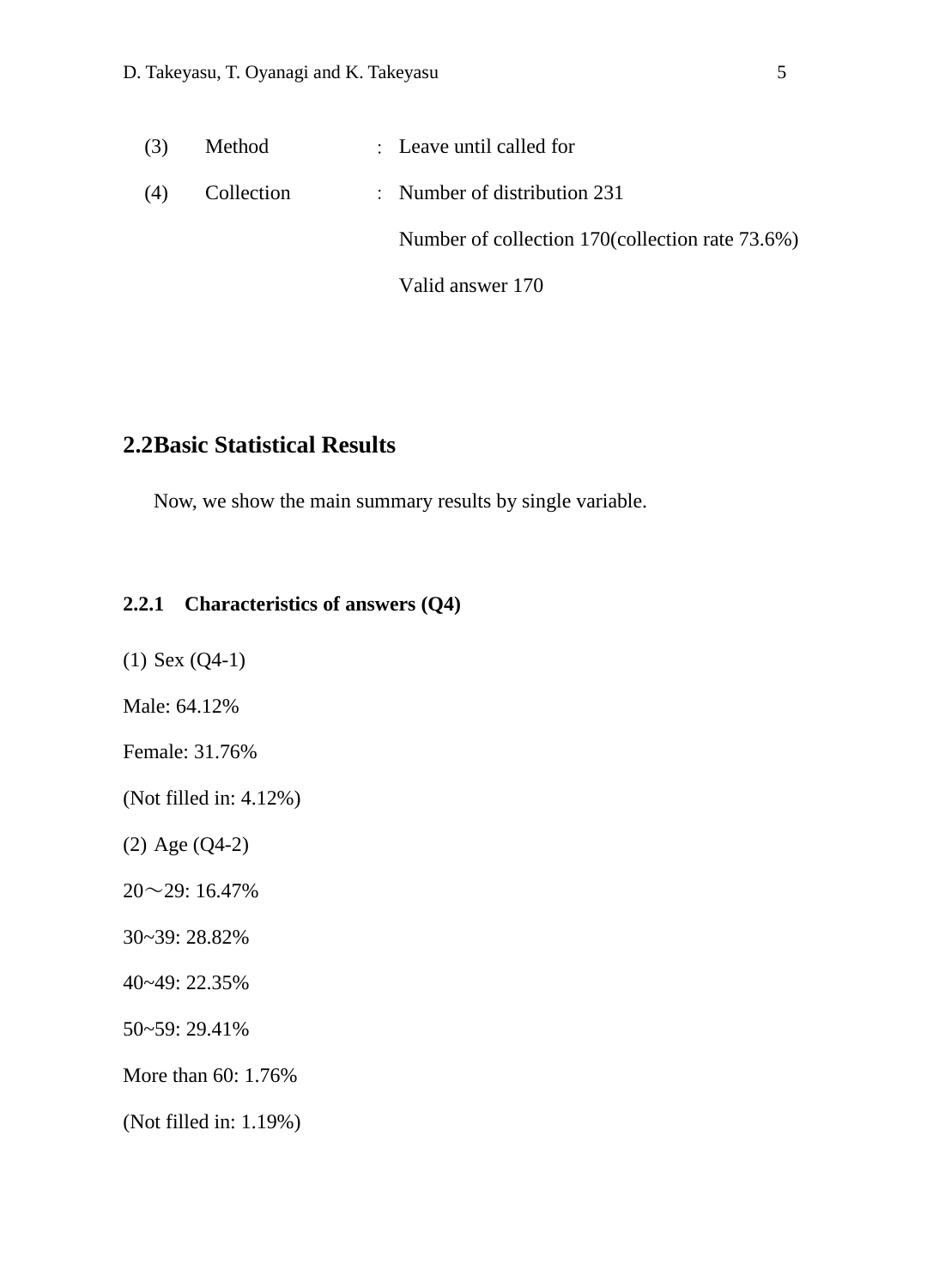(3) Method : Leave until called for

(4) Collection : Number of distribution 231

Number of collection 170(collection rate 73.6%)

Valid answer 170

## 2.2Basic Statistical Results

Now, we show the main summary results by single variable.

### 2.2.1 Characteristics of answers (Q4)

(1) Sex (Q4-1)

Male: 64.12%

Female: 31.76%

(Not filled in: 4.12%)

(2) Age (Q4-2)

20～29: 16.47%

30~39: 28.82%

40~49: 22.35%

50~59: 29.41%

More than 60: 1.76%

(Not filled in: 1.19%)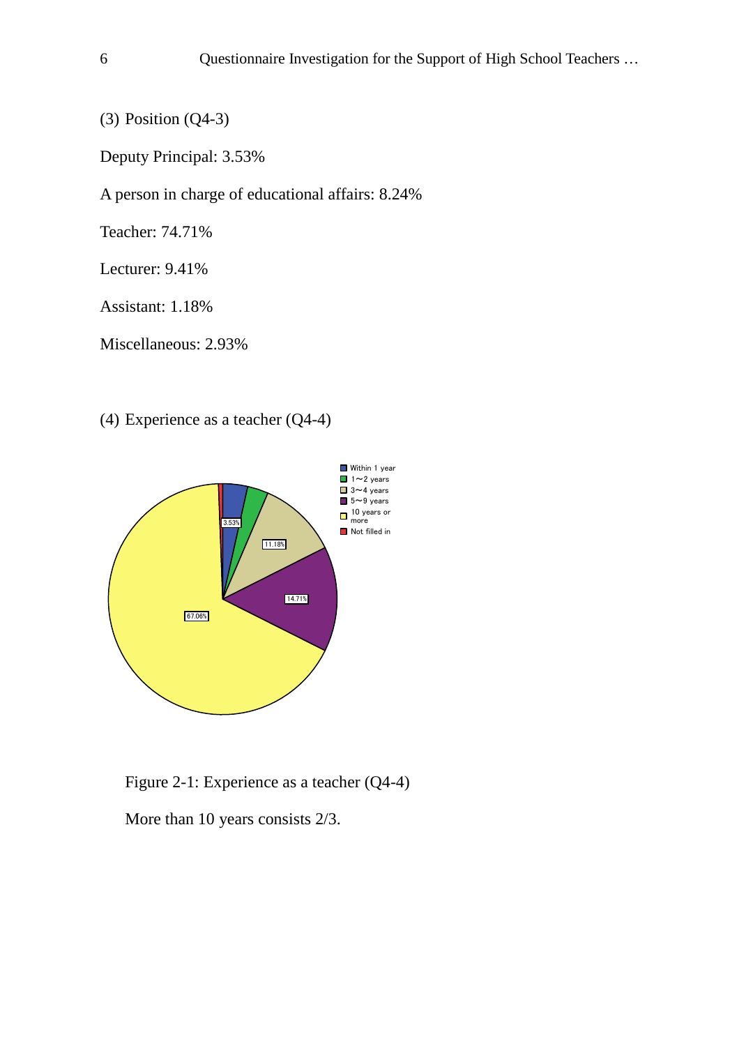(3) Position (Q4-3)

Deputy Principal: 3.53%

A person in charge of educational affairs: 8.24%

Teacher: 74.71%

Lecturer: 9.41%

Assistant: 1.18%

Miscellaneous: 2.93%

(4) Experience as a teacher (Q4-4)

Figure 2-1: Experience as a teacher (Q4-4)

More than 10 years consists 2/3.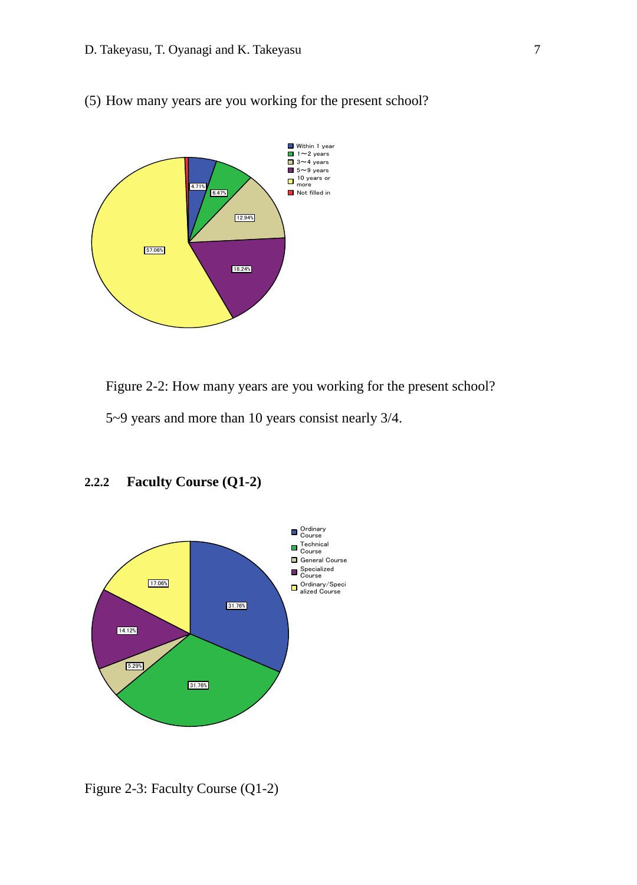(5) How many years are you working for the present school?

Figure 2-2: How many years are you working for the present school?

5~9 years and more than 10 years consist nearly 3/4.

### 2.2.2 Faculty Course (Q1-2)

Figure 2-3: Faculty Course (Q1-2)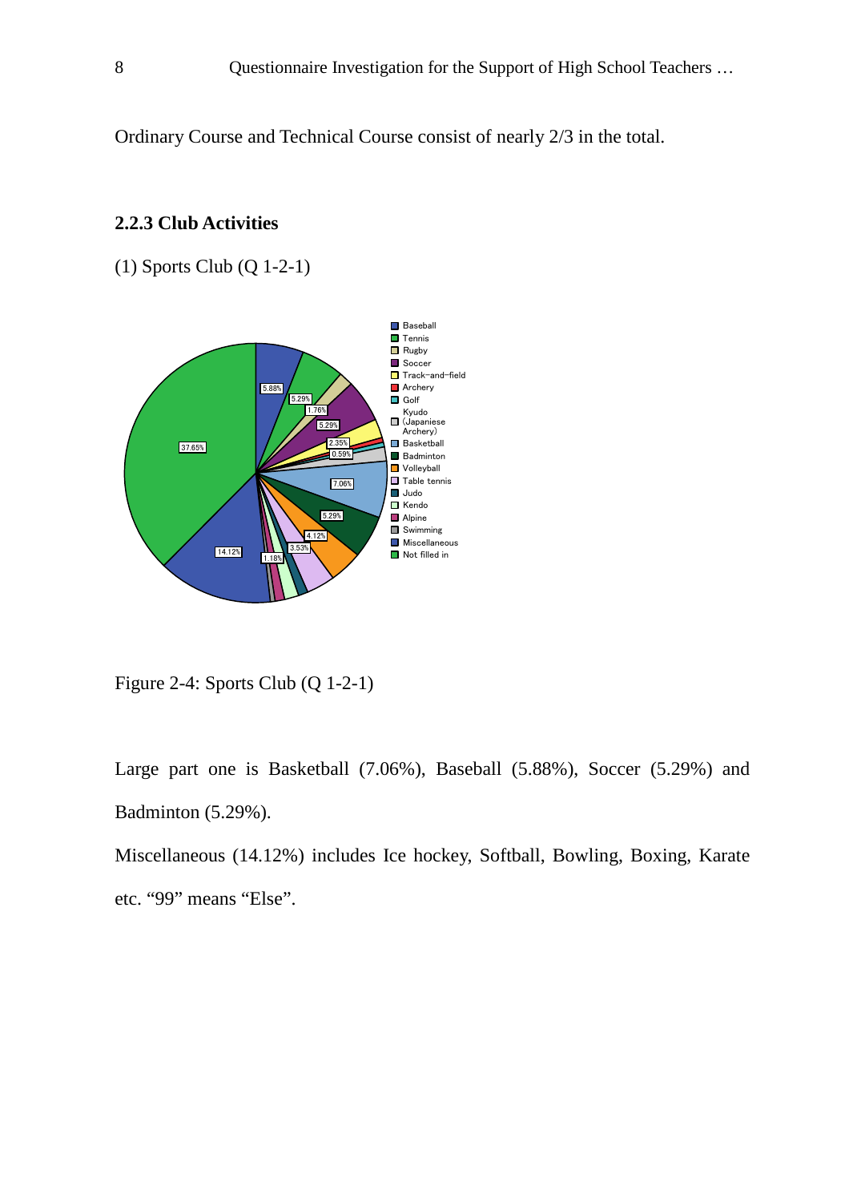Ordinary Course and Technical Course consist of nearly 2/3 in the total.

### 2.2.3 Club Activities

(1) Sports Club (Q 1-2-1)

Figure 2-4: Sports Club (Q 1-2-1)

Large part one is Basketball (7.06%), Baseball (5.88%), Soccer (5.29%) and Badminton (5.29%).

Miscellaneous (14.12%) includes Ice hockey, Softball, Bowling, Boxing, Karate etc. “99” means “Else”.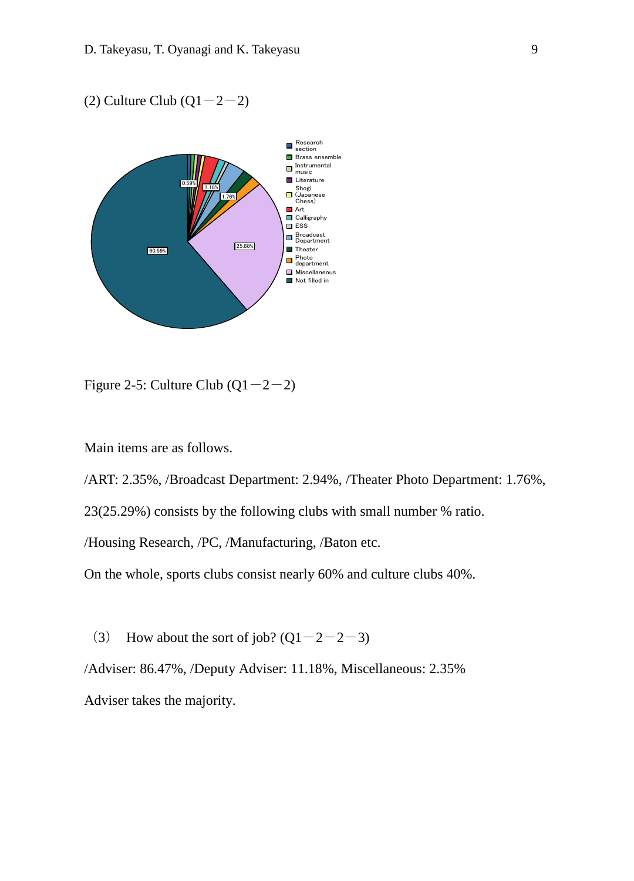(2) Culture Club (Q1－2－2)

Figure 2-5: Culture Club (Q1－2－2)

Main items are as follows.

/ART: 2.35%, /Broadcast Department: 2.94%, /Theater Photo Department: 1.76%,

23(25.29%) consists by the following clubs with small number % ratio.

/Housing Research, /PC, /Manufacturing, /Baton etc.

On the whole, sports clubs consist nearly 60% and culture clubs 40%.

（3） How about the sort of job? (Q1－2－2－3)

/Adviser: 86.47%, /Deputy Adviser: 11.18%, Miscellaneous: 2.35%

Adviser takes the majority.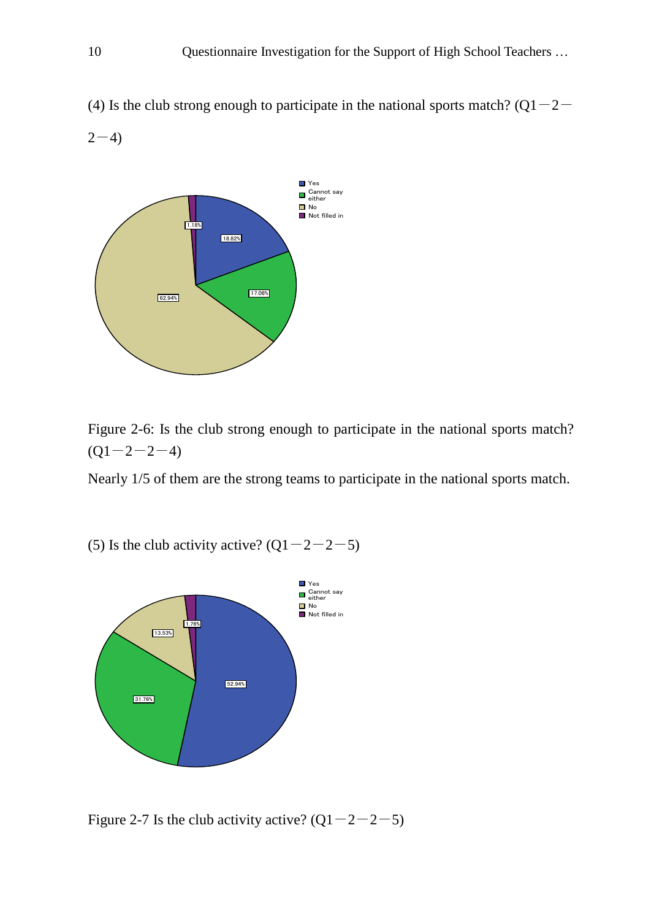(4) Is the club strong enough to participate in the national sports match? (Q1－2－2－4)

Figure 2-6: Is the club strong enough to participate in the national sports match? (Q1－2－2－4)

Nearly 1/5 of them are the strong teams to participate in the national sports match.

(5) Is the club activity active? (Q1－2－2－5)

Figure 2-7 Is the club activity active? (Q1－2－2－5)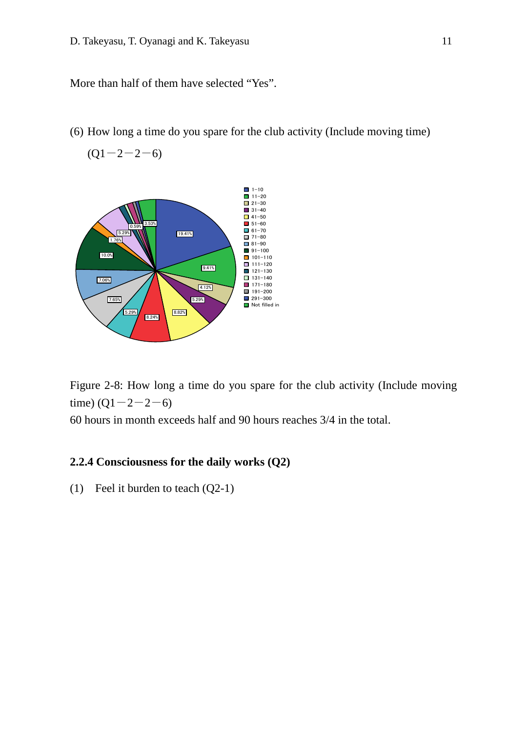More than half of them have selected “Yes”.

(6) How long a time do you spare for the club activity (Include moving time) (Q1－2－2－6)

Figure 2-8: How long a time do you spare for the club activity (Include moving time) (Q1－2－2－6)

60 hours in month exceeds half and 90 hours reaches 3/4 in the total.

### 2.2.4 Consciousness for the daily works (Q2)

(1) Feel it burden to teach (Q2-1)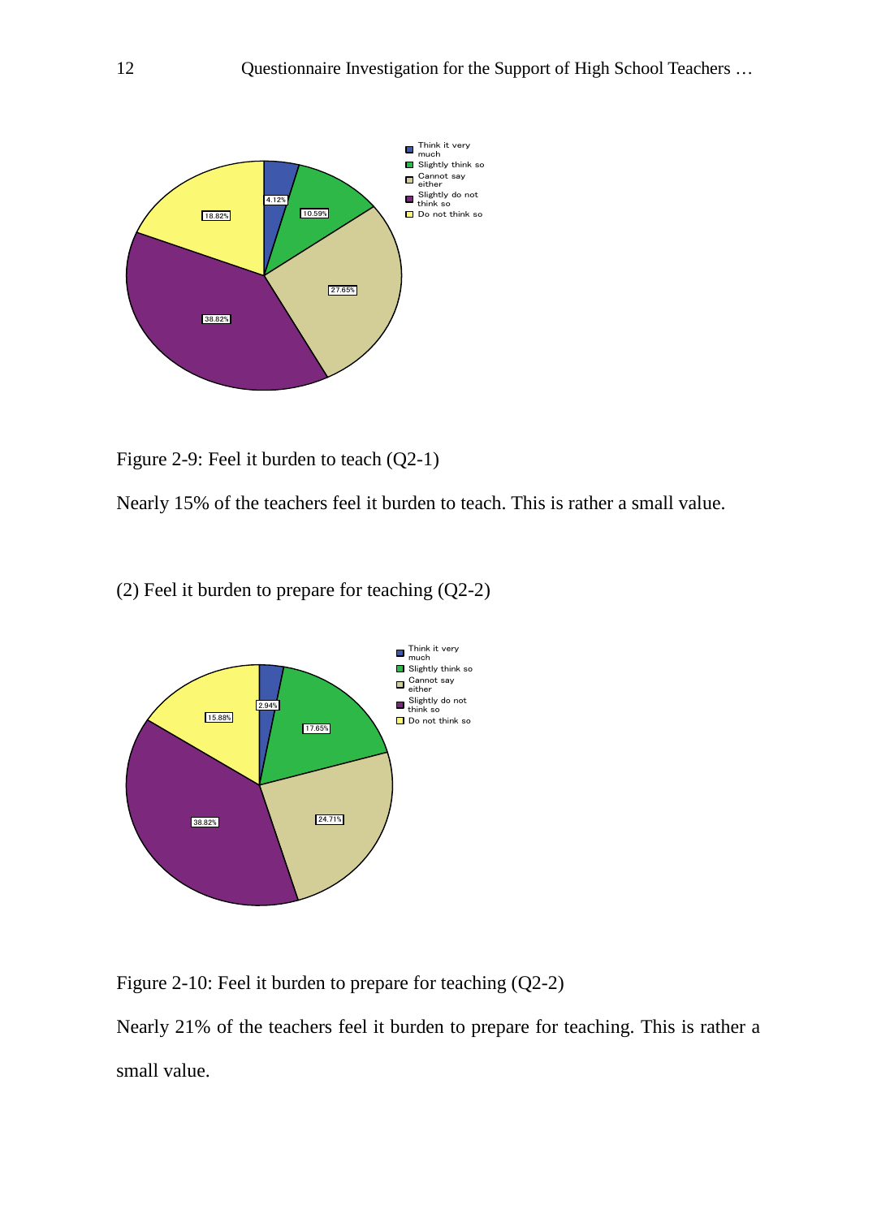Figure 2-9: Feel it burden to teach (Q2-1)

Nearly 15% of the teachers feel it burden to teach. This is rather a small value.

(2) Feel it burden to prepare for teaching (Q2-2)

Figure 2-10: Feel it burden to prepare for teaching (Q2-2)

Nearly 21% of the teachers feel it burden to prepare for teaching. This is rather a small value.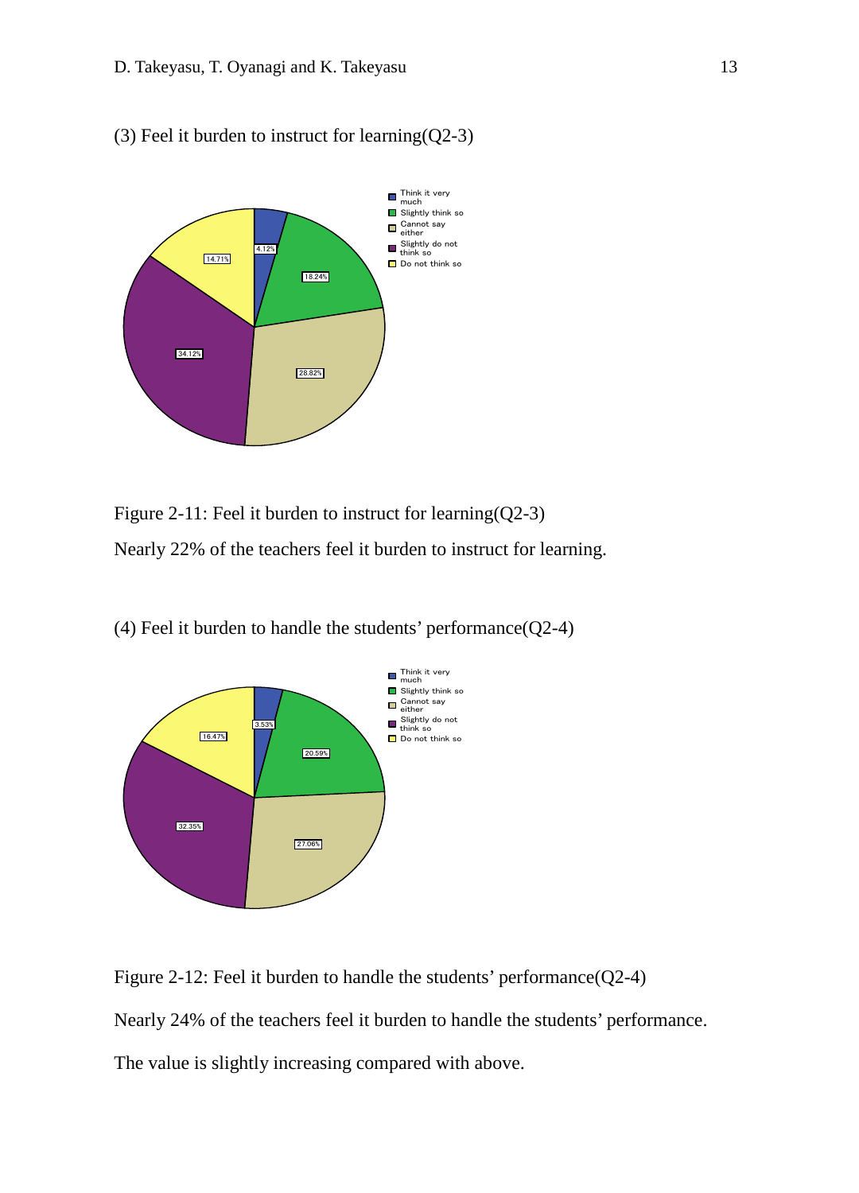(3) Feel it burden to instruct for learning(Q2-3)

Figure 2-11: Feel it burden to instruct for learning(Q2-3)

Nearly 22% of the teachers feel it burden to instruct for learning.

(4) Feel it burden to handle the students' performance(Q2-4)

Figure 2-12: Feel it burden to handle the students' performance(Q2-4)

Nearly 24% of the teachers feel it burden to handle the students' performance.

The value is slightly increasing compared with above.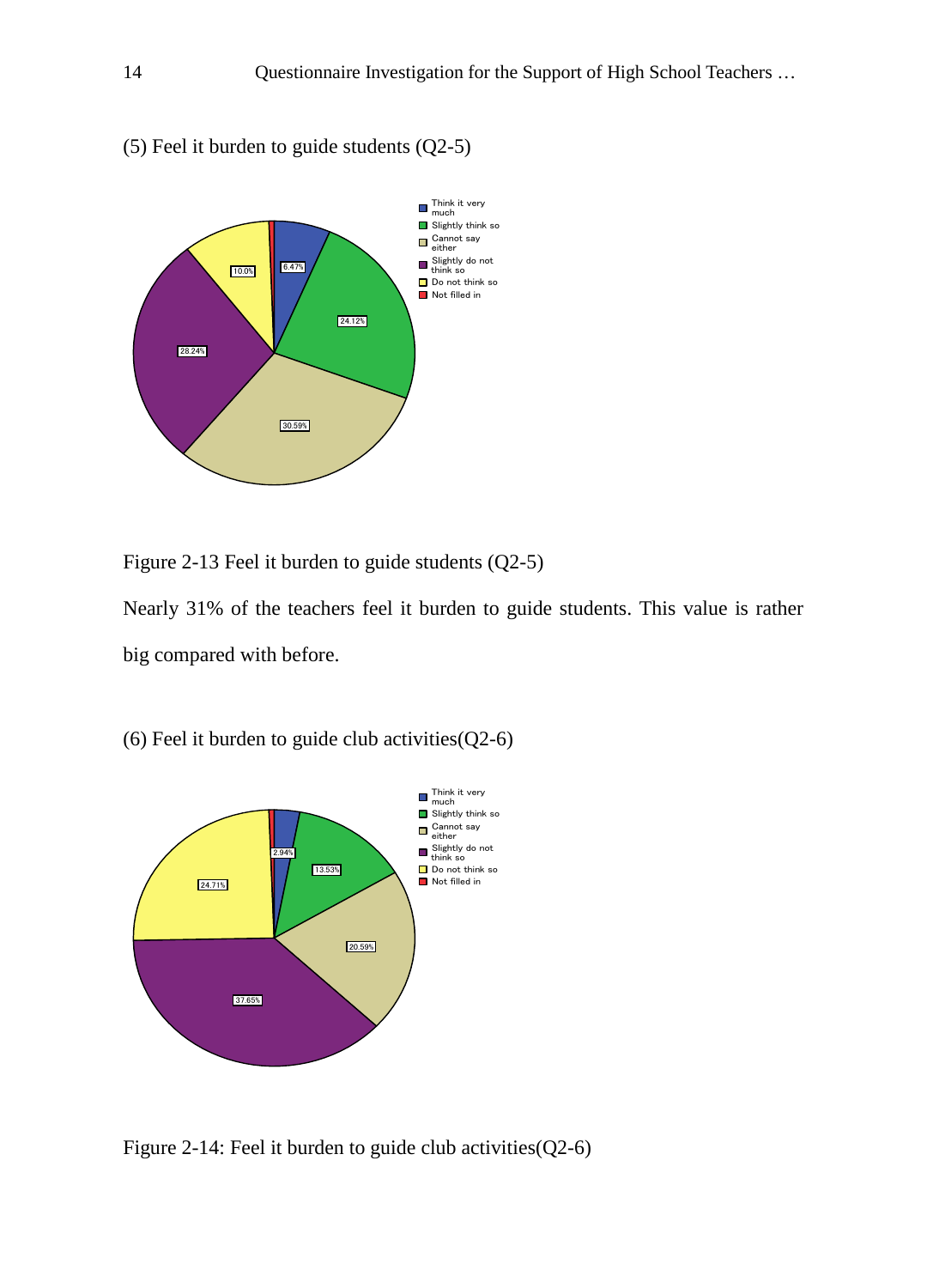(5) Feel it burden to guide students (Q2-5)

Figure 2-13 Feel it burden to guide students (Q2-5)

Nearly 31% of the teachers feel it burden to guide students. This value is rather big compared with before.

(6) Feel it burden to guide club activities(Q2-6)

Figure 2-14: Feel it burden to guide club activities(Q2-6)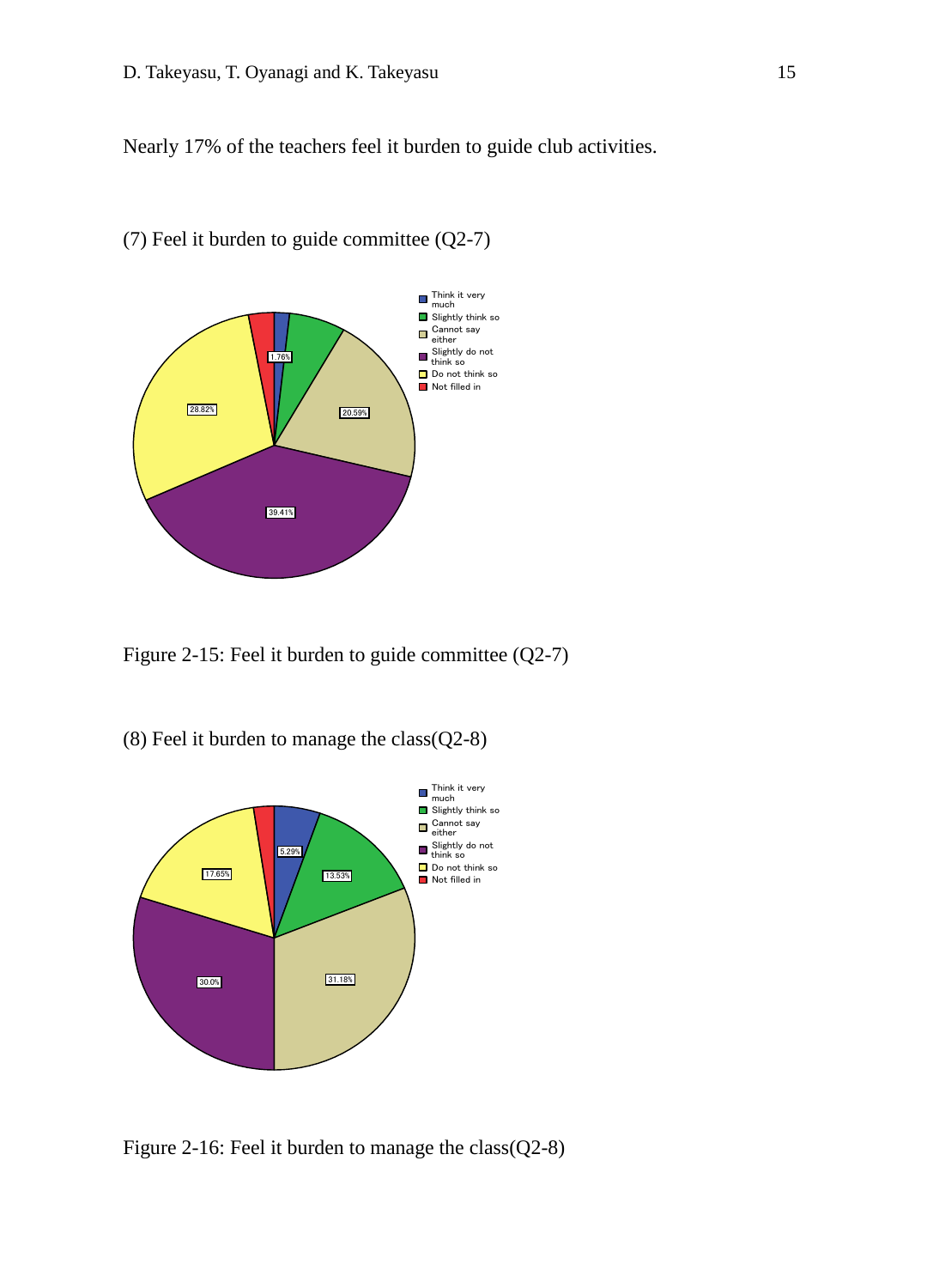Nearly 17% of the teachers feel it burden to guide club activities.

(7) Feel it burden to guide committee (Q2-7)

Figure 2-15: Feel it burden to guide committee (Q2-7)

(8) Feel it burden to manage the class(Q2-8)

Figure 2-16: Feel it burden to manage the class(Q2-8)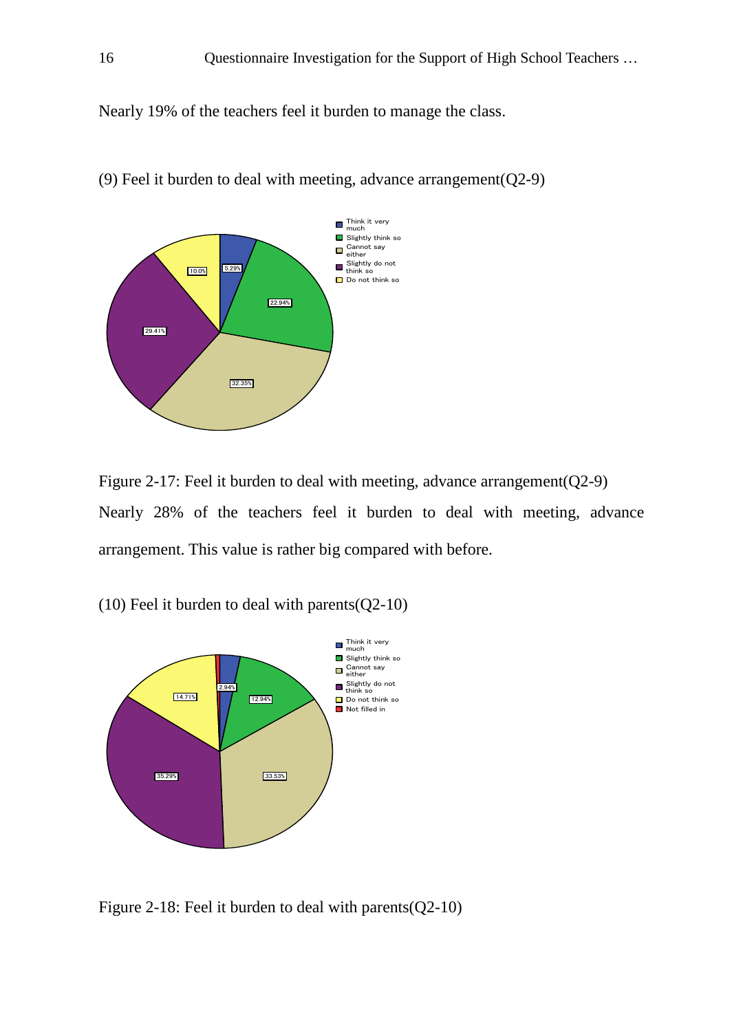Nearly 19% of the teachers feel it burden to manage the class.

(9) Feel it burden to deal with meeting, advance arrangement(Q2-9)

Figure 2-17: Feel it burden to deal with meeting, advance arrangement(Q2-9)

Nearly 28% of the teachers feel it burden to deal with meeting, advance arrangement. This value is rather big compared with before.

(10) Feel it burden to deal with parents(Q2-10)

Figure 2-18: Feel it burden to deal with parents(Q2-10)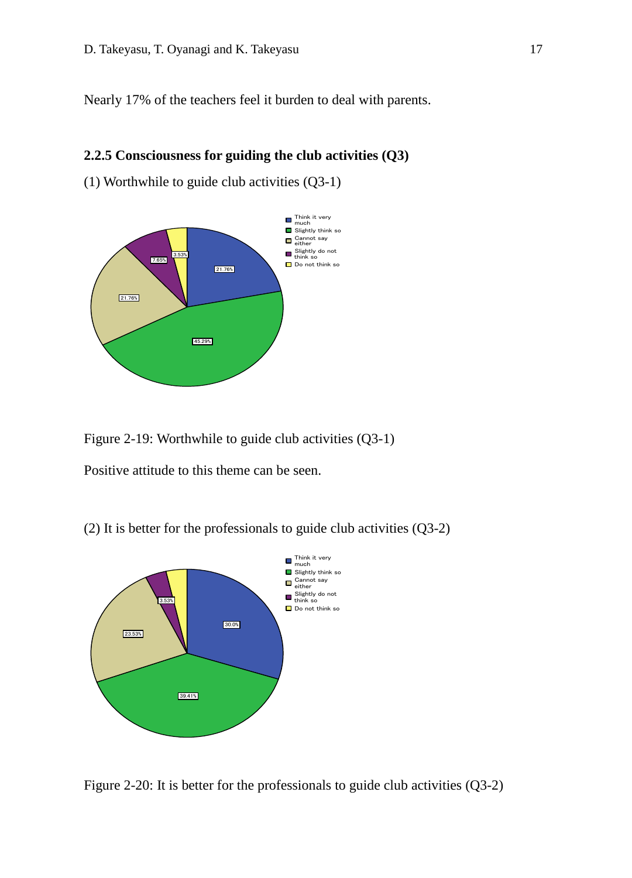Nearly 17% of the teachers feel it burden to deal with parents.

### 2.2.5 Consciousness for guiding the club activities (Q3)

(1) Worthwhile to guide club activities (Q3-1)

Figure 2-19: Worthwhile to guide club activities (Q3-1)

Positive attitude to this theme can be seen.

(2) It is better for the professionals to guide club activities (Q3-2)

Figure 2-20: It is better for the professionals to guide club activities (Q3-2)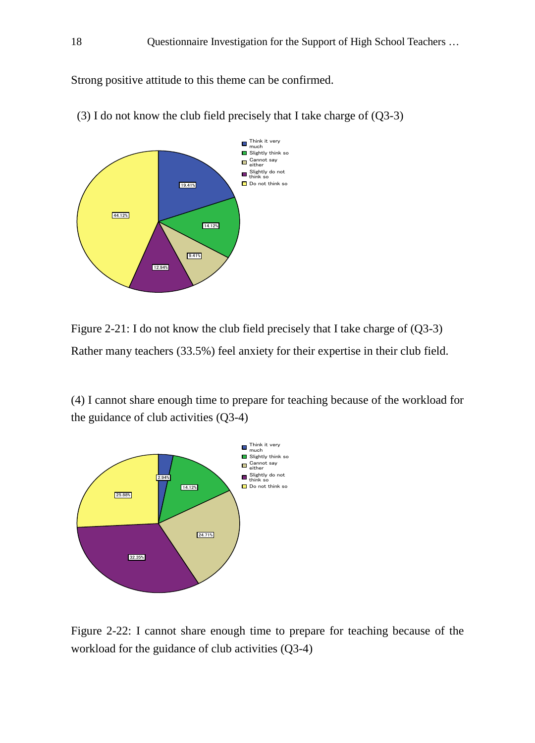Strong positive attitude to this theme can be confirmed.

(3) I do not know the club field precisely that I take charge of (Q3-3)

Figure 2-21: I do not know the club field precisely that I take charge of (Q3-3)

Rather many teachers (33.5%) feel anxiety for their expertise in their club field.

(4) I cannot share enough time to prepare for teaching because of the workload for the guidance of club activities (Q3-4)

Figure 2-22: I cannot share enough time to prepare for teaching because of the workload for the guidance of club activities (Q3-4)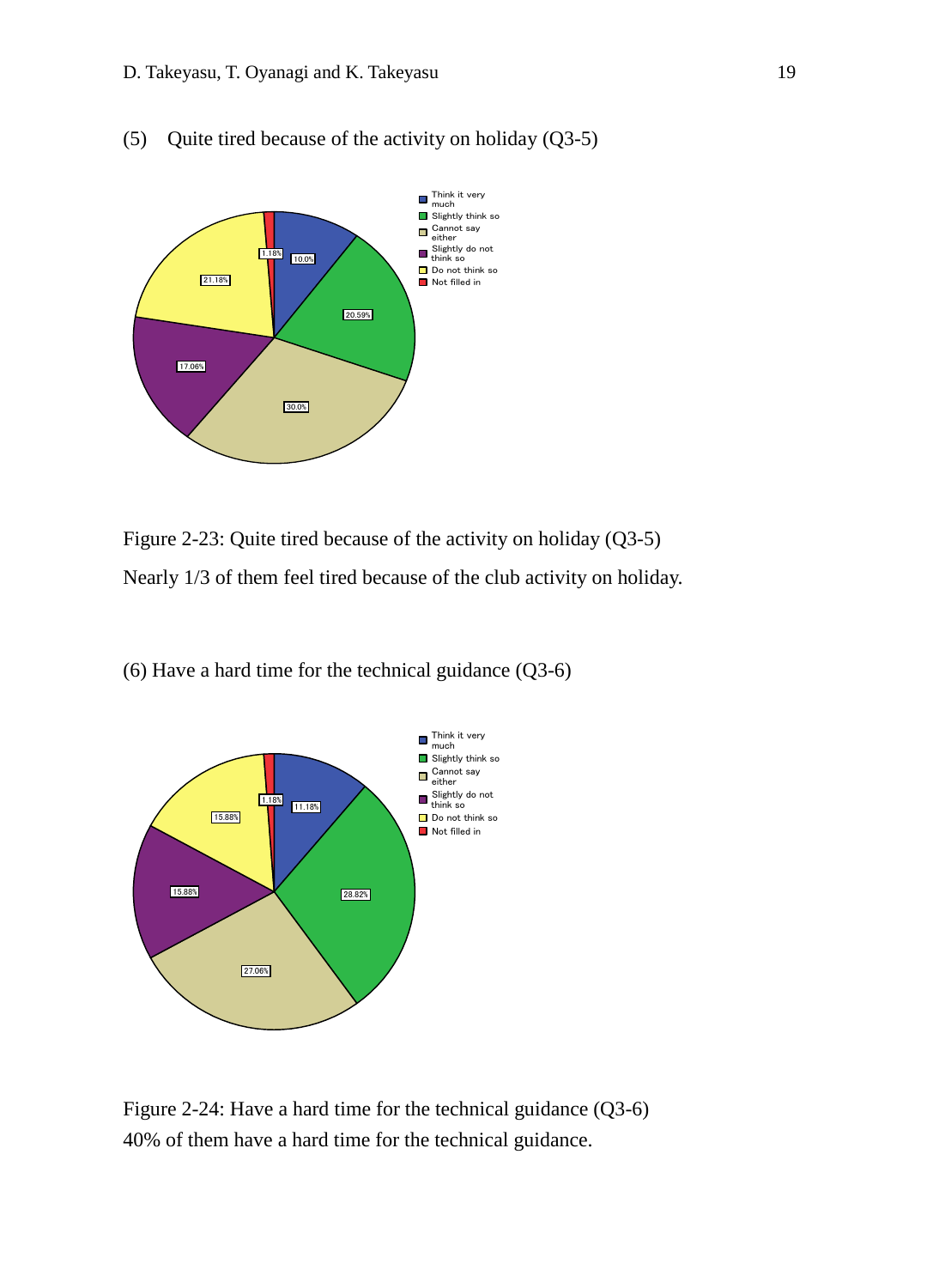(5) Quite tired because of the activity on holiday (Q3-5)

Figure 2-23: Quite tired because of the activity on holiday (Q3-5)

Nearly 1/3 of them feel tired because of the club activity on holiday.

(6) Have a hard time for the technical guidance (Q3-6)

Figure 2-24: Have a hard time for the technical guidance (Q3-6)

40% of them have a hard time for the technical guidance.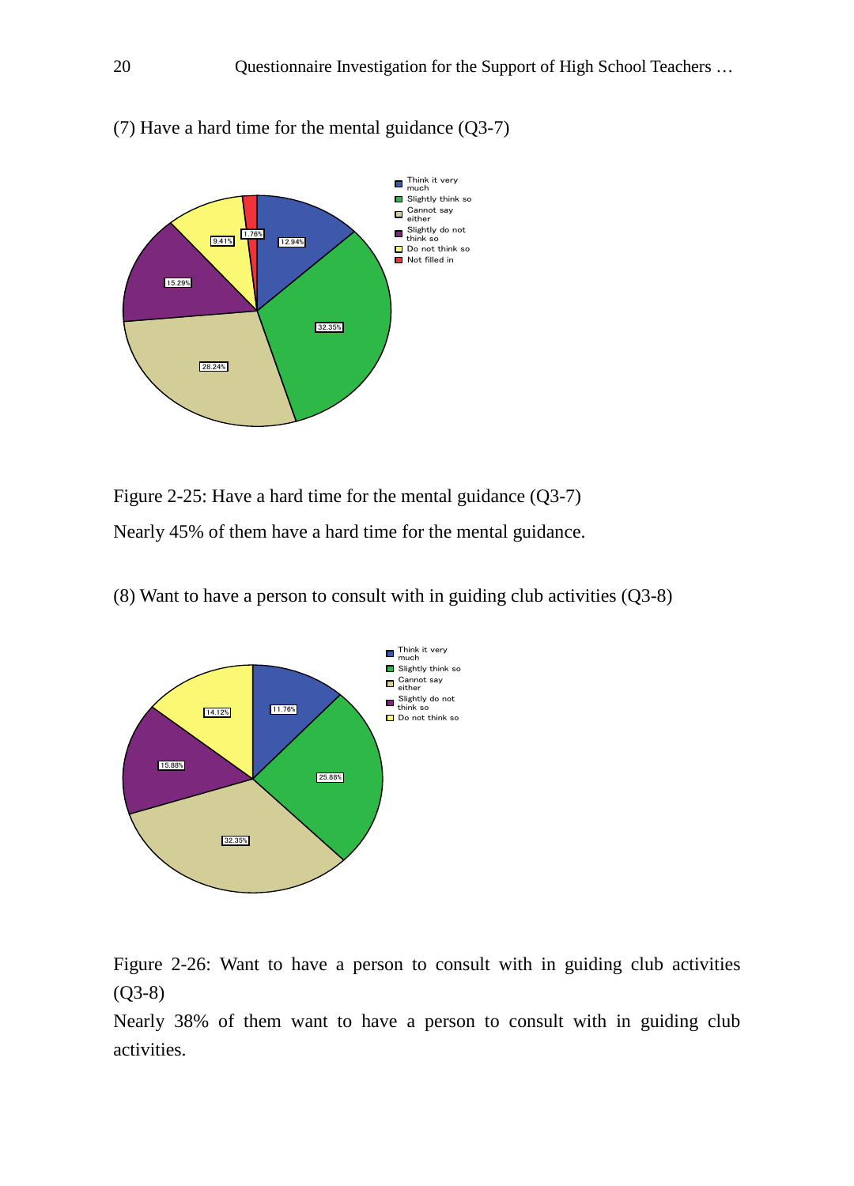(7) Have a hard time for the mental guidance (Q3-7)

Figure 2-25: Have a hard time for the mental guidance (Q3-7)

Nearly 45% of them have a hard time for the mental guidance.

(8) Want to have a person to consult with in guiding club activities (Q3-8)

Figure 2-26: Want to have a person to consult with in guiding club activities (Q3-8)

Nearly 38% of them want to have a person to consult with in guiding club activities.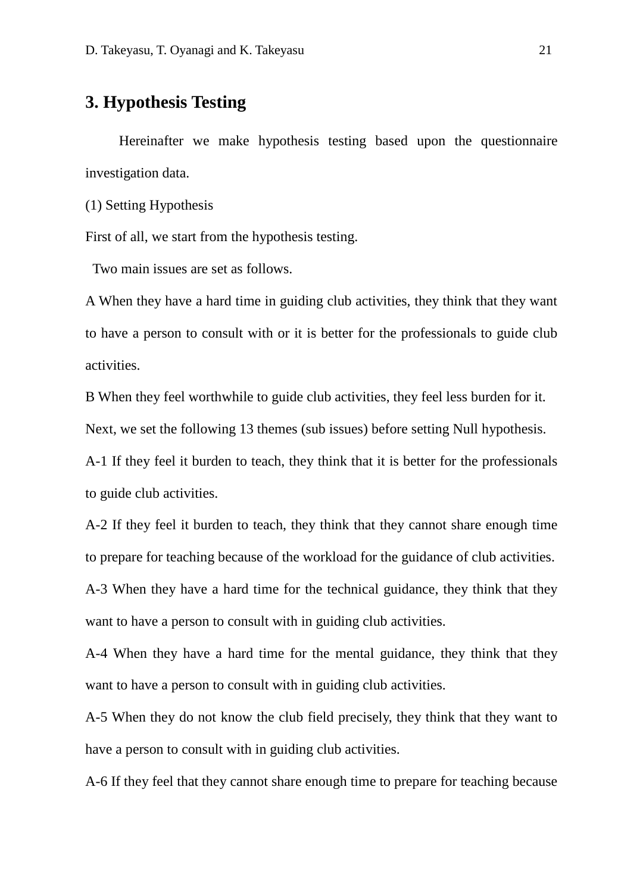## 3. Hypothesis Testing

Hereinafter we make hypothesis testing based upon the questionnaire investigation data.

(1) Setting Hypothesis

First of all, we start from the hypothesis testing.

Two main issues are set as follows.

A When they have a hard time in guiding club activities, they think that they want to have a person to consult with or it is better for the professionals to guide club activities.

B When they feel worthwhile to guide club activities, they feel less burden for it.

Next, we set the following 13 themes (sub issues) before setting Null hypothesis.

A-1 If they feel it burden to teach, they think that it is better for the professionals to guide club activities.

A-2 If they feel it burden to teach, they think that they cannot share enough time to prepare for teaching because of the workload for the guidance of club activities.

A-3 When they have a hard time for the technical guidance, they think that they want to have a person to consult with in guiding club activities.

A-4 When they have a hard time for the mental guidance, they think that they want to have a person to consult with in guiding club activities.

A-5 When they do not know the club field precisely, they think that they want to have a person to consult with in guiding club activities.

A-6 If they feel that they cannot share enough time to prepare for teaching because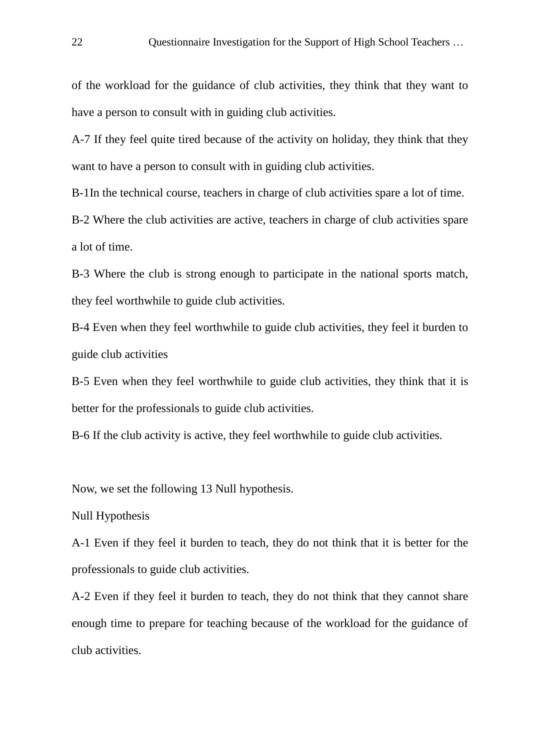of the workload for the guidance of club activities, they think that they want to have a person to consult with in guiding club activities.

A-7 If they feel quite tired because of the activity on holiday, they think that they want to have a person to consult with in guiding club activities.

B-1In the technical course, teachers in charge of club activities spare a lot of time.

B-2 Where the club activities are active, teachers in charge of club activities spare a lot of time.

B-3 Where the club is strong enough to participate in the national sports match, they feel worthwhile to guide club activities.

B-4 Even when they feel worthwhile to guide club activities, they feel it burden to guide club activities

B-5 Even when they feel worthwhile to guide club activities, they think that it is better for the professionals to guide club activities.

B-6 If the club activity is active, they feel worthwhile to guide club activities.

Now, we set the following 13 Null hypothesis.

Null Hypothesis

A-1 Even if they feel it burden to teach, they do not think that it is better for the professionals to guide club activities.

A-2 Even if they feel it burden to teach, they do not think that they cannot share enough time to prepare for teaching because of the workload for the guidance of club activities.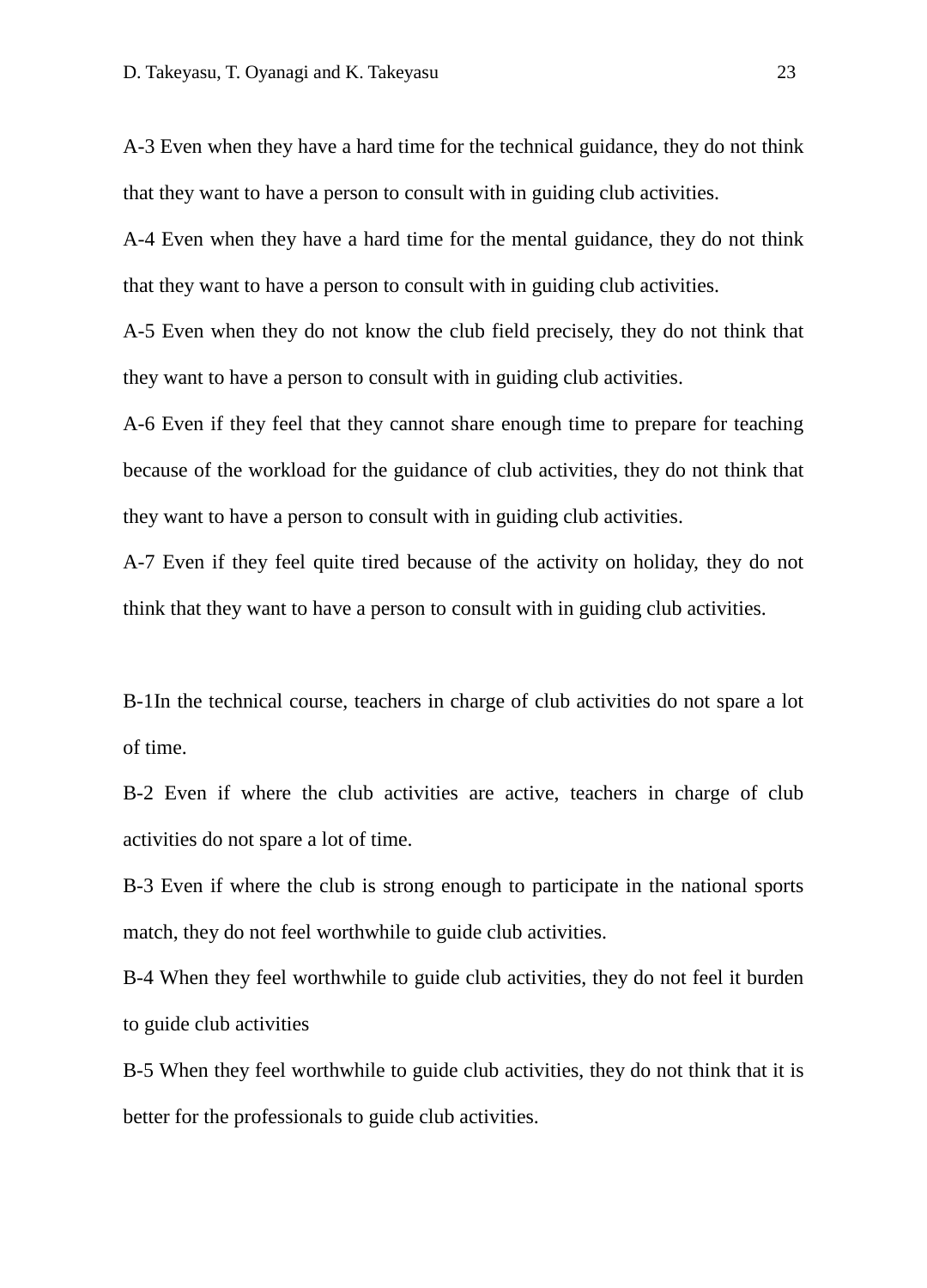A-3 Even when they have a hard time for the technical guidance, they do not think that they want to have a person to consult with in guiding club activities.

A-4 Even when they have a hard time for the mental guidance, they do not think that they want to have a person to consult with in guiding club activities.

A-5 Even when they do not know the club field precisely, they do not think that they want to have a person to consult with in guiding club activities.

A-6 Even if they feel that they cannot share enough time to prepare for teaching because of the workload for the guidance of club activities, they do not think that they want to have a person to consult with in guiding club activities.

A-7 Even if they feel quite tired because of the activity on holiday, they do not think that they want to have a person to consult with in guiding club activities.

B-1In the technical course, teachers in charge of club activities do not spare a lot of time.

B-2 Even if where the club activities are active, teachers in charge of club activities do not spare a lot of time.

B-3 Even if where the club is strong enough to participate in the national sports match, they do not feel worthwhile to guide club activities.

B-4 When they feel worthwhile to guide club activities, they do not feel it burden to guide club activities

B-5 When they feel worthwhile to guide club activities, they do not think that it is better for the professionals to guide club activities.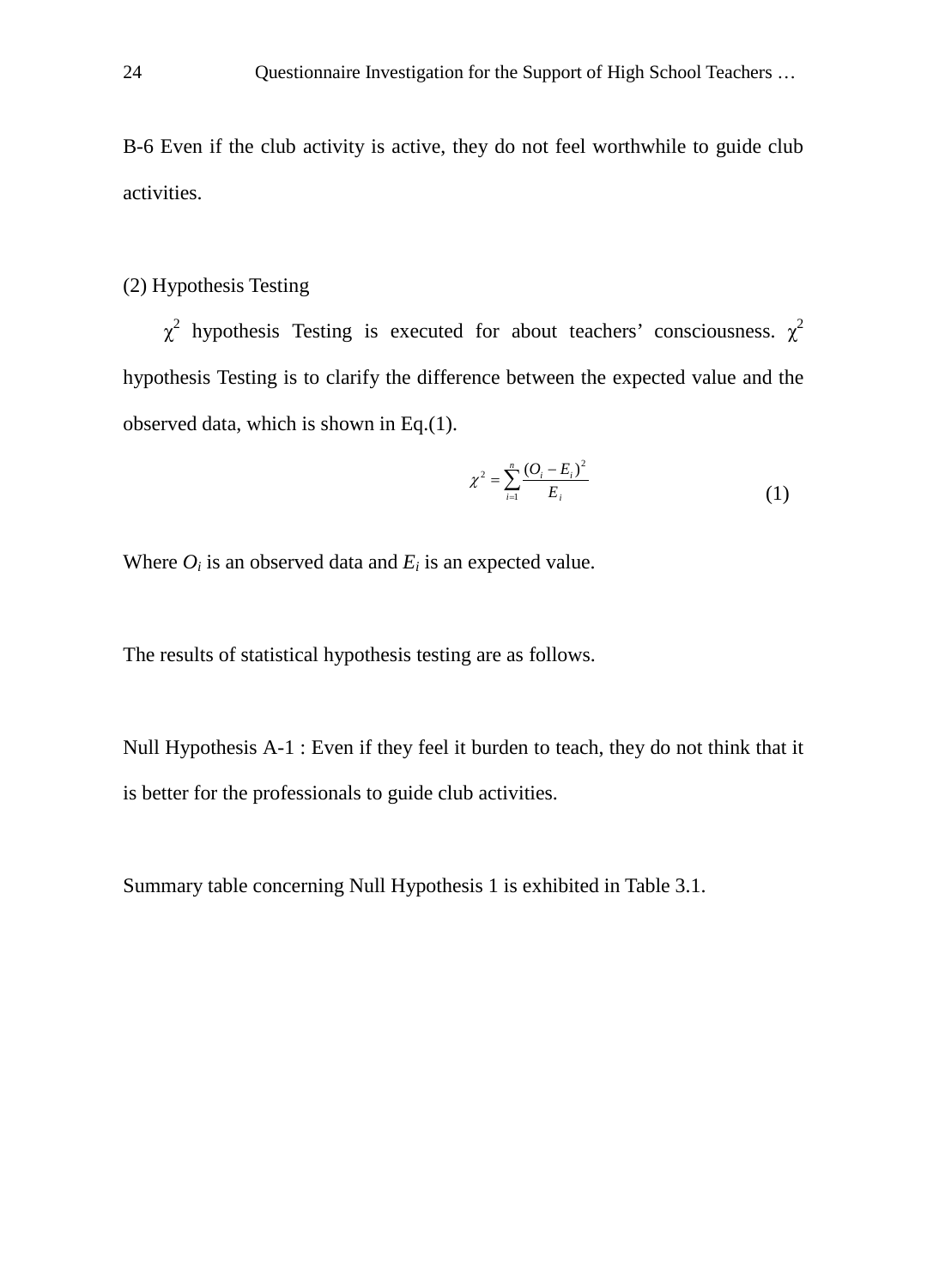B-6 Even if the club activity is active, they do not feel worthwhile to guide club activities.

(2) Hypothesis Testing

$\chi^2$ hypothesis Testing is executed for about teachers' consciousness. $\chi^2$ hypothesis Testing is to clarify the difference between the expected value and the observed data, which is shown in Eq.(1).

$$\chi^2 = \sum_{i=1}^{n} \frac{(O_i - E_i)^2}{E_i} \tag{1}$$

Where $O_i$ is an observed data and $E_i$ is an expected value.

The results of statistical hypothesis testing are as follows.

Null Hypothesis A-1 : Even if they feel it burden to teach, they do not think that it is better for the professionals to guide club activities.

Summary table concerning Null Hypothesis 1 is exhibited in Table 3.1.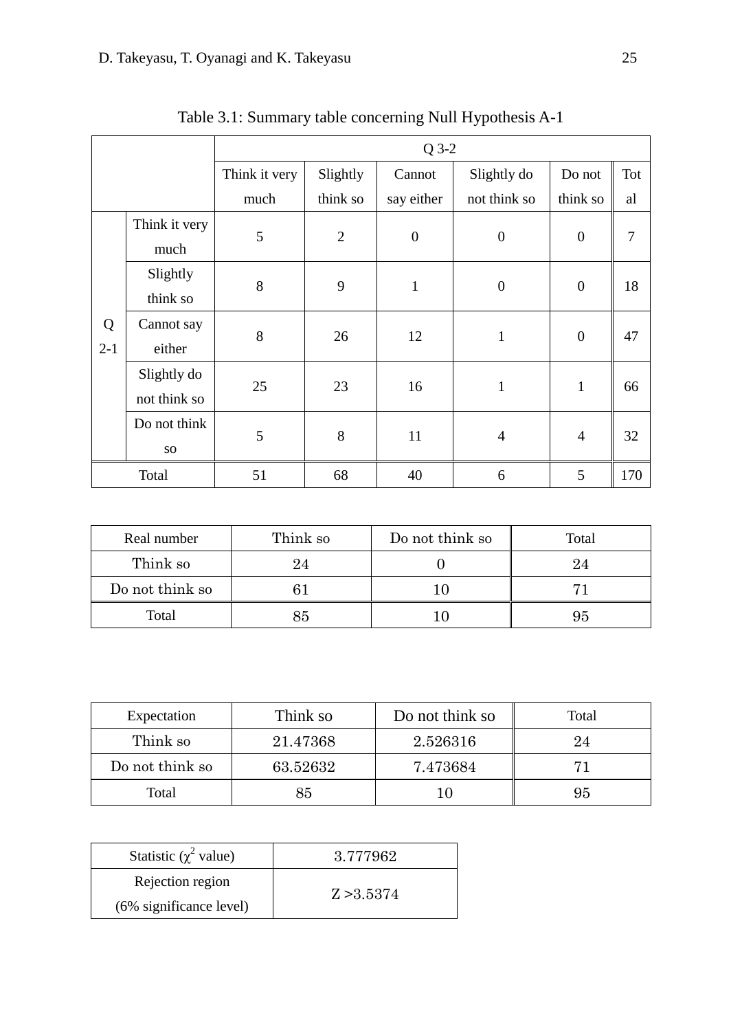Table 3.1: Summary table concerning Null Hypothesis A-1

| | | Q 3-2 | | | | | |
|---|---|---|---|---|---|---|---|
| | | Think it very much | Slightly think so | Cannot say either | Slightly do not think so | Do not think so | Total |
| Q 2-1 | Think it very much | 5 | 2 | 0 | 0 | 0 | 7 |
| | Slightly think so | 8 | 9 | 1 | 0 | 0 | 18 |
| | Cannot say either | 8 | 26 | 12 | 1 | 0 | 47 |
| | Slightly do not think so | 25 | 23 | 16 | 1 | 1 | 66 |
| | Do not think so | 5 | 8 | 11 | 4 | 4 | 32 |
| Total | | 51 | 68 | 40 | 6 | 5 | 170 |

| Real number | Think so | Do not think so | Total |
|---|---|---|---|
| Think so | 24 | 0 | 24 |
| Do not think so | 61 | 10 | 71 |
| Total | 85 | 10 | 95 |

| Expectation | Think so | Do not think so | Total |
|---|---|---|---|
| Think so | 21.47368 | 2.526316 | 24 |
| Do not think so | 63.52632 | 7.473684 | 71 |
| Total | 85 | 10 | 95 |

| Statistic ($\chi^2$ value) | 3.777962 |
|---|---|
| Rejection region (6% significance level) | Z >3.5374 |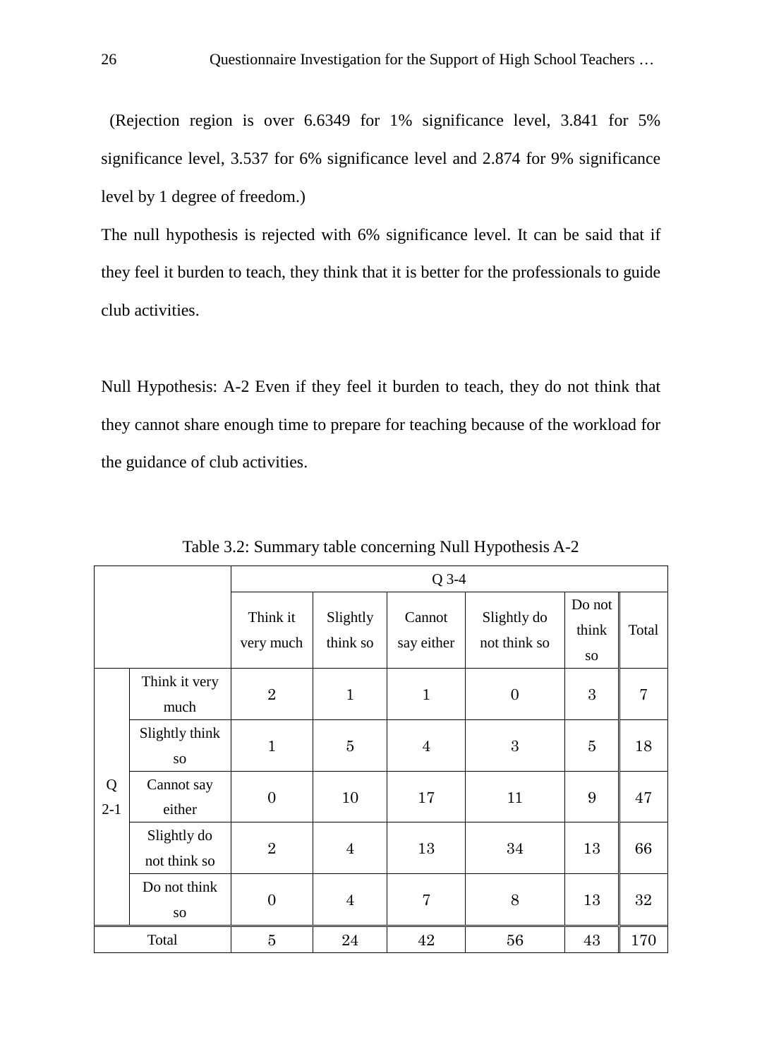(Rejection region is over 6.6349 for 1% significance level, 3.841 for 5% significance level, 3.537 for 6% significance level and 2.874 for 9% significance level by 1 degree of freedom.)

The null hypothesis is rejected with 6% significance level. It can be said that if they feel it burden to teach, they think that it is better for the professionals to guide club activities.

Null Hypothesis: A-2 Even if they feel it burden to teach, they do not think that they cannot share enough time to prepare for teaching because of the workload for the guidance of club activities.

Table 3.2: Summary table concerning Null Hypothesis A-2

| | | Q 3-4 | | | | | |
|---|---|---|---|---|---|---|---|
| | | Think it very much | Slightly think so | Cannot say either | Slightly do not think so | Do not think so | Total |
| Q 2-1 | Think it very much | 2 | 1 | 1 | 0 | 3 | 7 |
| | Slightly think so | 1 | 5 | 4 | 3 | 5 | 18 |
| | Cannot say either | 0 | 10 | 17 | 11 | 9 | 47 |
| | Slightly do not think so | 2 | 4 | 13 | 34 | 13 | 66 |
| | Do not think so | 0 | 4 | 7 | 8 | 13 | 32 |
| Total | | 5 | 24 | 42 | 56 | 43 | 170 |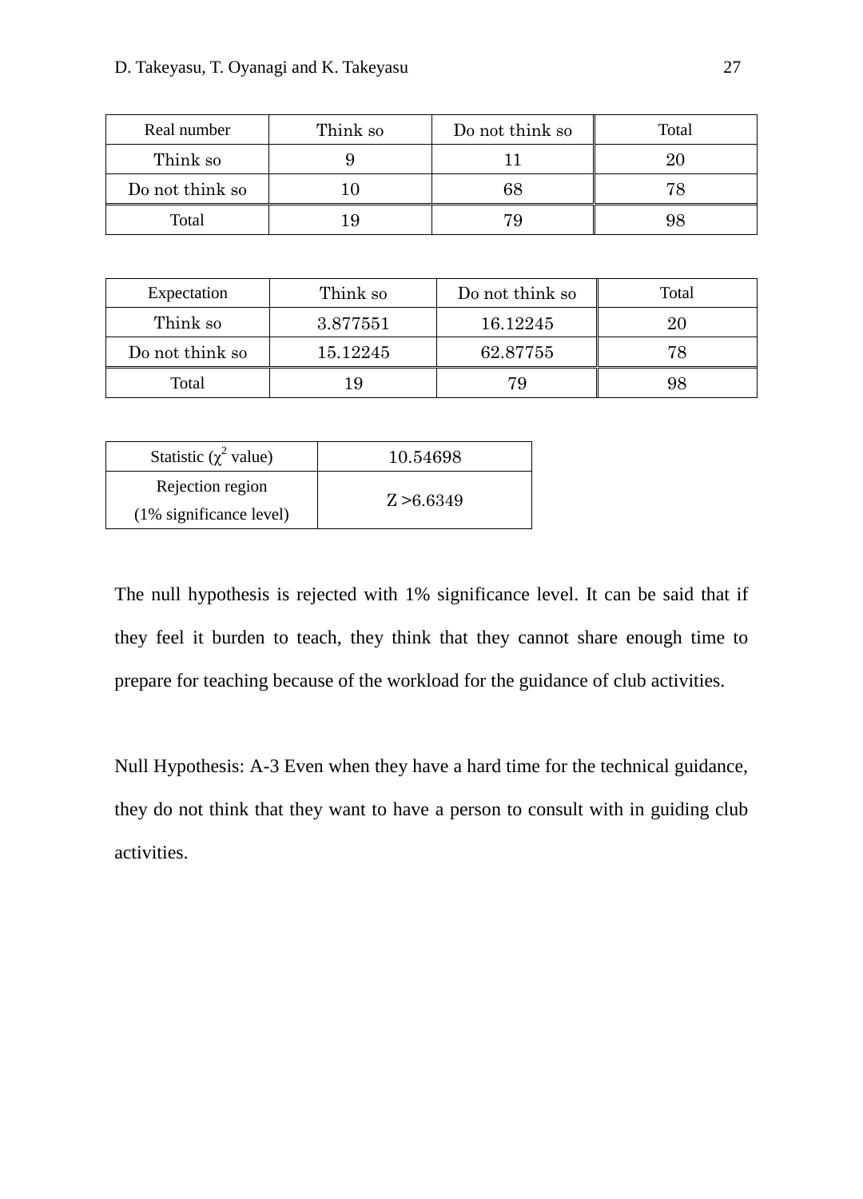| Real number | Think so | Do not think so | Total |
|---|---|---|---|
| Think so | 9 | 11 | 20 |
| Do not think so | 10 | 68 | 78 |
| Total | 19 | 79 | 98 |

| Expectation | Think so | Do not think so | Total |
|---|---|---|---|
| Think so | 3.877551 | 16.12245 | 20 |
| Do not think so | 15.12245 | 62.87755 | 78 |
| Total | 19 | 79 | 98 |

| Statistic ($\chi^2$ value) | 10.54698 |
|---|---|
| Rejection region (1% significance level) | Z >6.6349 |

The null hypothesis is rejected with 1% significance level. It can be said that if they feel it burden to teach, they think that they cannot share enough time to prepare for teaching because of the workload for the guidance of club activities.

Null Hypothesis: A-3 Even when they have a hard time for the technical guidance, they do not think that they want to have a person to consult with in guiding club activities.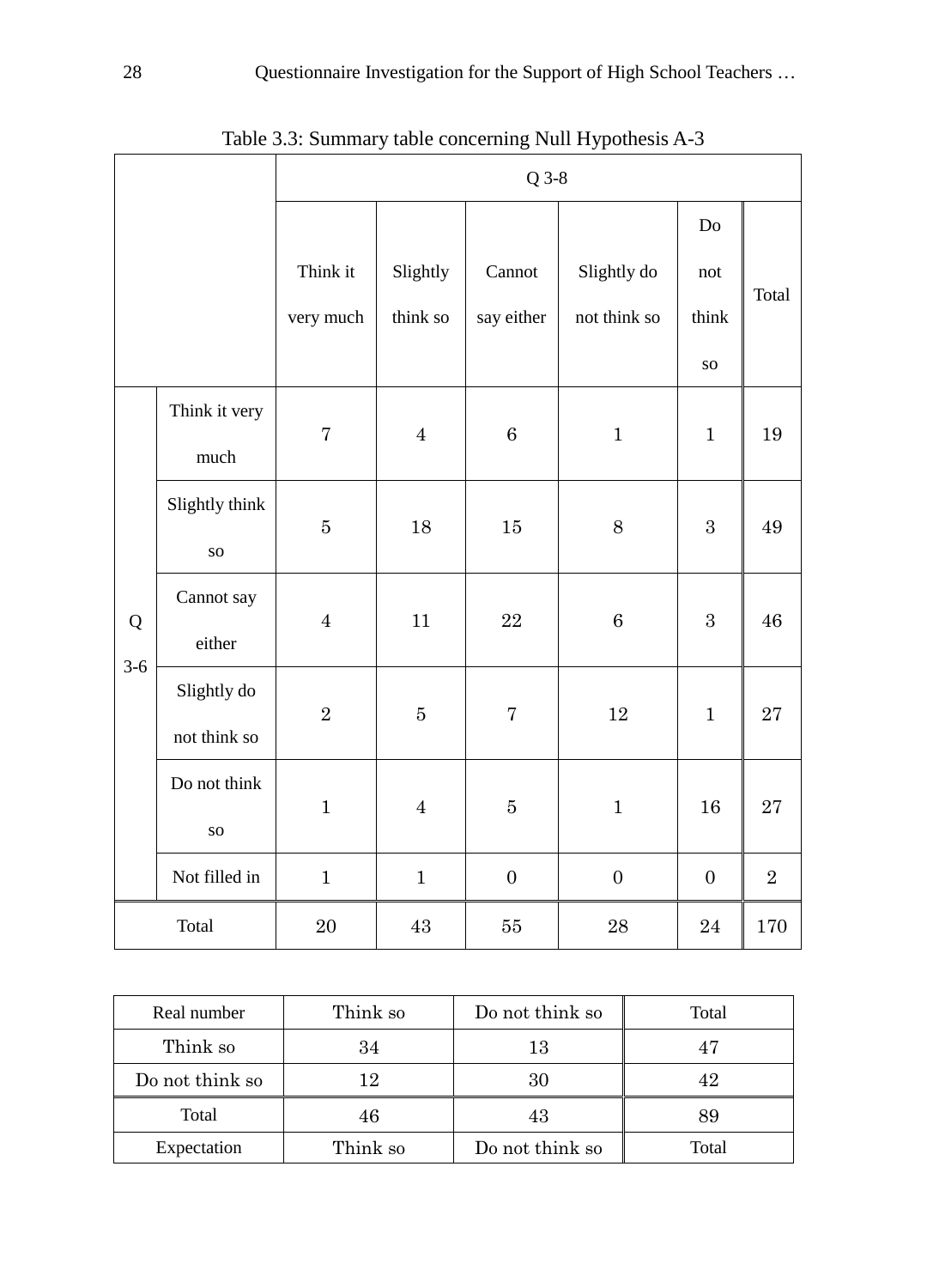Table 3.3: Summary table concerning Null Hypothesis A-3

| | | Q 3-8 | | | | | |
|---|---|---|---|---|---|---|---|
| | | Think it very much | Slightly think so | Cannot say either | Slightly do not think so | Do not think so | Total |
| Q 3-6 | Think it very much | 7 | 4 | 6 | 1 | 1 | 19 |
| | Slightly think so | 5 | 18 | 15 | 8 | 3 | 49 |
| | Cannot say either | 4 | 11 | 22 | 6 | 3 | 46 |
| | Slightly do not think so | 2 | 5 | 7 | 12 | 1 | 27 |
| | Do not think so | 1 | 4 | 5 | 1 | 16 | 27 |
| | Not filled in | 1 | 1 | 0 | 0 | 0 | 2 |
| Total | | 20 | 43 | 55 | 28 | 24 | 170 |

| Real number | Think so | Do not think so | Total |
|---|---|---|---|
| Think so | 34 | 13 | 47 |
| Do not think so | 12 | 30 | 42 |
| Total | 46 | 43 | 89 |
| Expectation | Think so | Do not think so | Total |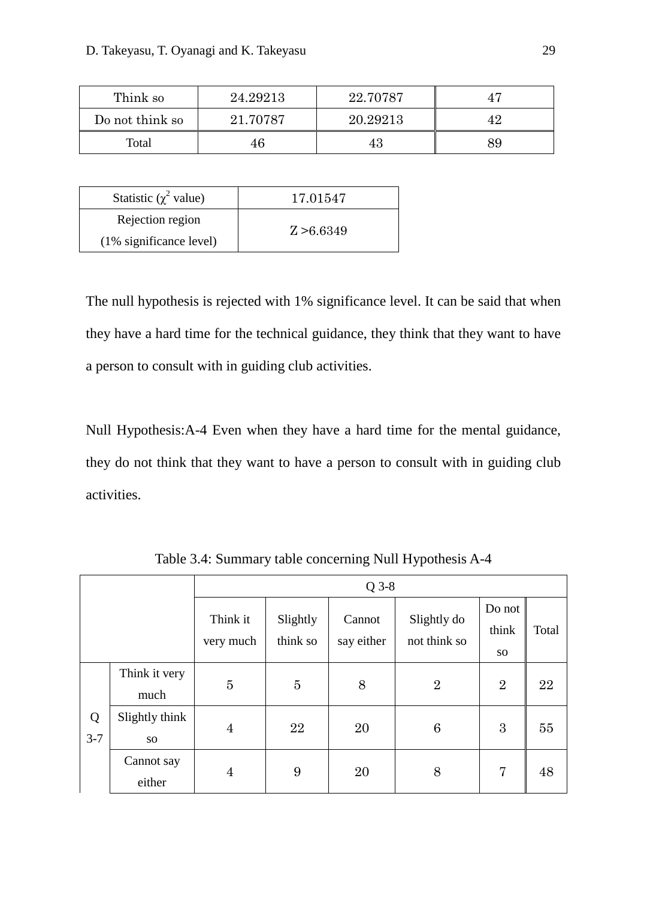| | | | |
|---|---|---|---|
| Think so | 24.29213 | 22.70787 | 47 |
| Do not think so | 21.70787 | 20.29213 | 42 |
| Total | 46 | 43 | 89 |

| Statistic ($\chi^2$ value) | 17.01547 |
|---|---|
| Rejection region (1% significance level) | Z >6.6349 |

The null hypothesis is rejected with 1% significance level. It can be said that when they have a hard time for the technical guidance, they think that they want to have a person to consult with in guiding club activities.

Null Hypothesis:A-4 Even when they have a hard time for the mental guidance, they do not think that they want to have a person to consult with in guiding club activities.

Table 3.4: Summary table concerning Null Hypothesis A-4

| | | Q 3-8 | | | | | |
|---|---|---|---|---|---|---|---|
| | | Think it very much | Slightly think so | Cannot say either | Slightly do not think so | Do not think so | Total |
| Q 3-7 | Think it very much | 5 | 5 | 8 | 2 | 2 | 22 |
| | Slightly think so | 4 | 22 | 20 | 6 | 3 | 55 |
| | Cannot say either | 4 | 9 | 20 | 8 | 7 | 48 |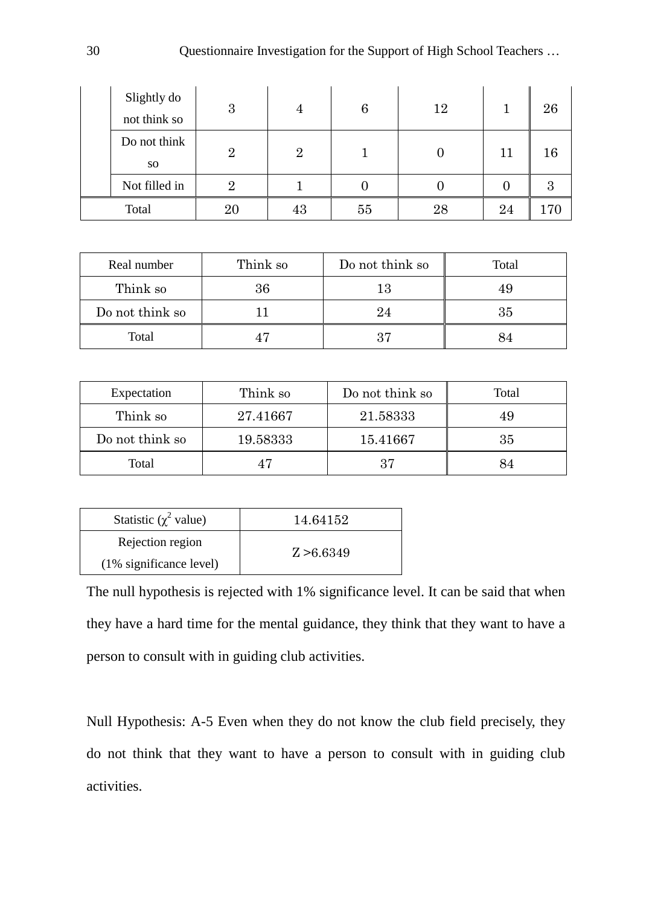| | | | | | | | |
|---|---|---|---|---|---|---|---|
| | Slightly do not think so | 3 | 4 | 6 | 12 | 1 | 26 |
| | Do not think so | 2 | 2 | 1 | 0 | 11 | 16 |
| | Not filled in | 2 | 1 | 0 | 0 | 0 | 3 |
| Total | | 20 | 43 | 55 | 28 | 24 | 170 |

| Real number | Think so | Do not think so | Total |
|---|---|---|---|
| Think so | 36 | 13 | 49 |
| Do not think so | 11 | 24 | 35 |
| Total | 47 | 37 | 84 |

| Expectation | Think so | Do not think so | Total |
|---|---|---|---|
| Think so | 27.41667 | 21.58333 | 49 |
| Do not think so | 19.58333 | 15.41667 | 35 |
| Total | 47 | 37 | 84 |

| Statistic ($\chi^2$ value) | 14.64152 |
|---|---|
| Rejection region (1% significance level) | Z >6.6349 |

The null hypothesis is rejected with 1% significance level. It can be said that when they have a hard time for the mental guidance, they think that they want to have a person to consult with in guiding club activities.

Null Hypothesis: A-5 Even when they do not know the club field precisely, they do not think that they want to have a person to consult with in guiding club activities.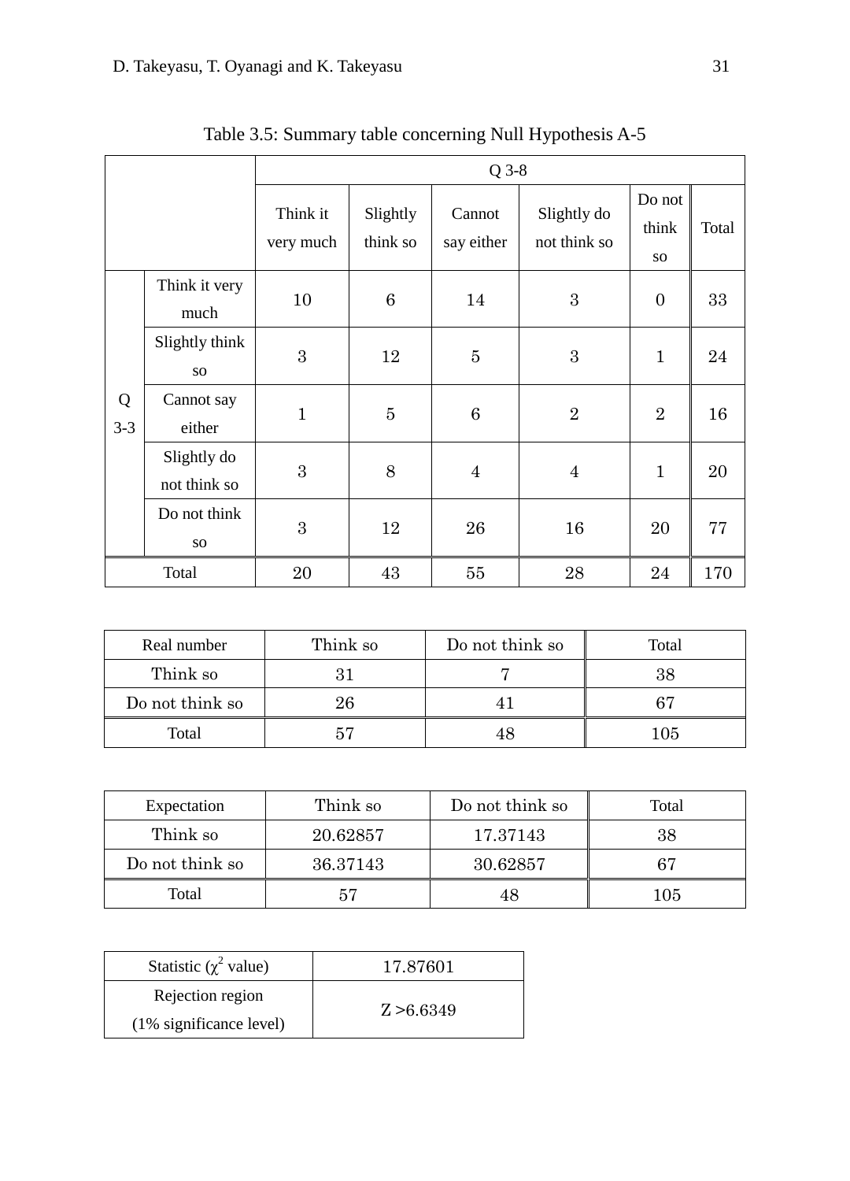Table 3.5: Summary table concerning Null Hypothesis A-5

| | | Q 3-8 | | | | | |
|---|---|---|---|---|---|---|---|
| | | Think it very much | Slightly think so | Cannot say either | Slightly do not think so | Do not think so | Total |
| Q 3-3 | Think it very much | 10 | 6 | 14 | 3 | 0 | 33 |
| | Slightly think so | 3 | 12 | 5 | 3 | 1 | 24 |
| | Cannot say either | 1 | 5 | 6 | 2 | 2 | 16 |
| | Slightly do not think so | 3 | 8 | 4 | 4 | 1 | 20 |
| | Do not think so | 3 | 12 | 26 | 16 | 20 | 77 |
| Total | | 20 | 43 | 55 | 28 | 24 | 170 |

| Real number | Think so | Do not think so | Total |
|---|---|---|---|
| Think so | 31 | 7 | 38 |
| Do not think so | 26 | 41 | 67 |
| Total | 57 | 48 | 105 |

| Expectation | Think so | Do not think so | Total |
|---|---|---|---|
| Think so | 20.62857 | 17.37143 | 38 |
| Do not think so | 36.37143 | 30.62857 | 67 |
| Total | 57 | 48 | 105 |

| Statistic ($\chi^2$ value) | 17.87601 |
|---|---|
| Rejection region (1% significance level) | Z >6.6349 |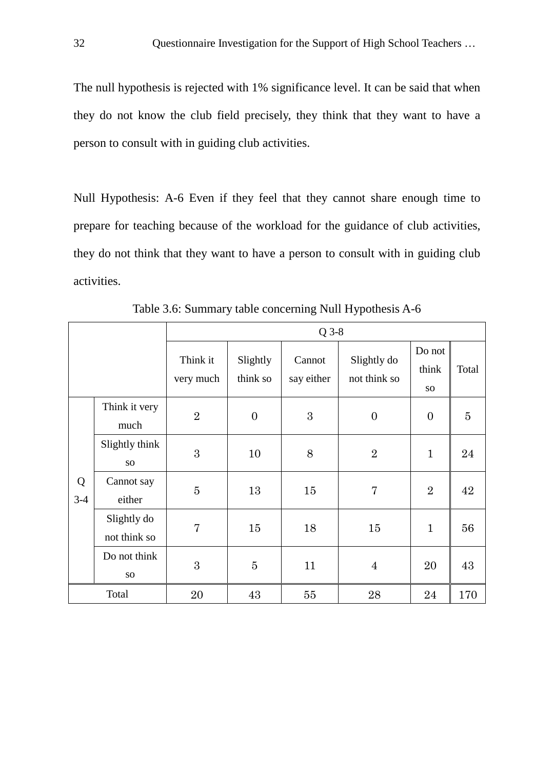The null hypothesis is rejected with 1% significance level. It can be said that when they do not know the club field precisely, they think that they want to have a person to consult with in guiding club activities.

Null Hypothesis: A-6 Even if they feel that they cannot share enough time to prepare for teaching because of the workload for the guidance of club activities, they do not think that they want to have a person to consult with in guiding club activities.

Table 3.6: Summary table concerning Null Hypothesis A-6

| | | Q 3-8 | | | | | |
|---|---|---|---|---|---|---|---|
| | | Think it very much | Slightly think so | Cannot say either | Slightly do not think so | Do not think so | Total |
| Q 3-4 | Think it very much | 2 | 0 | 3 | 0 | 0 | 5 |
| | Slightly think so | 3 | 10 | 8 | 2 | 1 | 24 |
| | Cannot say either | 5 | 13 | 15 | 7 | 2 | 42 |
| | Slightly do not think so | 7 | 15 | 18 | 15 | 1 | 56 |
| | Do not think so | 3 | 5 | 11 | 4 | 20 | 43 |
| Total | | 20 | 43 | 55 | 28 | 24 | 170 |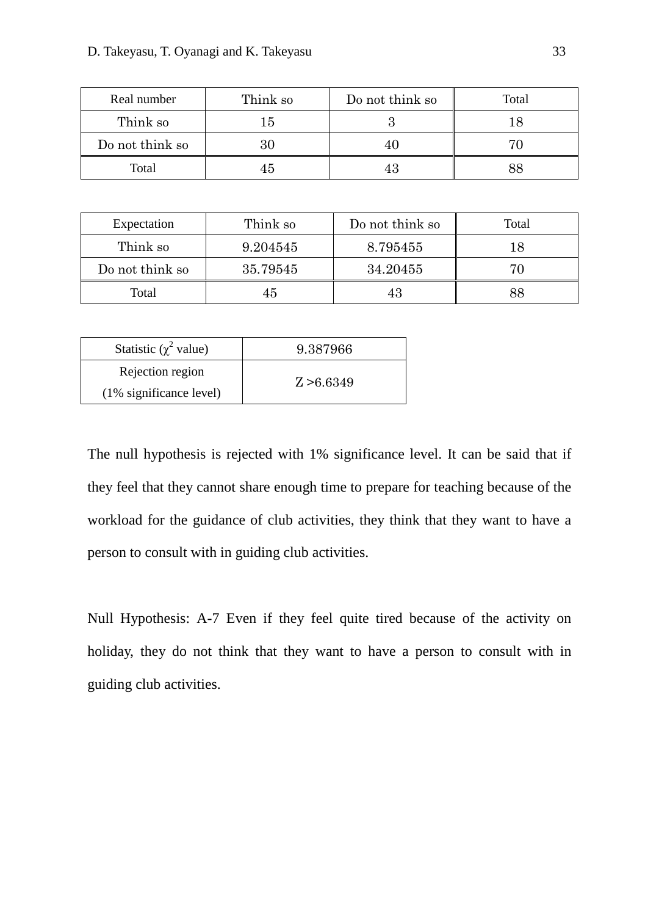| Real number | Think so | Do not think so | Total |
|---|---|---|---|
| Think so | 15 | 3 | 18 |
| Do not think so | 30 | 40 | 70 |
| Total | 45 | 43 | 88 |

| Expectation | Think so | Do not think so | Total |
|---|---|---|---|
| Think so | 9.204545 | 8.795455 | 18 |
| Do not think so | 35.79545 | 34.20455 | 70 |
| Total | 45 | 43 | 88 |

| Statistic ($\chi^2$ value) | 9.387966 |
|---|---|
| Rejection region (1% significance level) | Z >6.6349 |

The null hypothesis is rejected with 1% significance level. It can be said that if they feel that they cannot share enough time to prepare for teaching because of the workload for the guidance of club activities, they think that they want to have a person to consult with in guiding club activities.

Null Hypothesis: A-7 Even if they feel quite tired because of the activity on holiday, they do not think that they want to have a person to consult with in guiding club activities.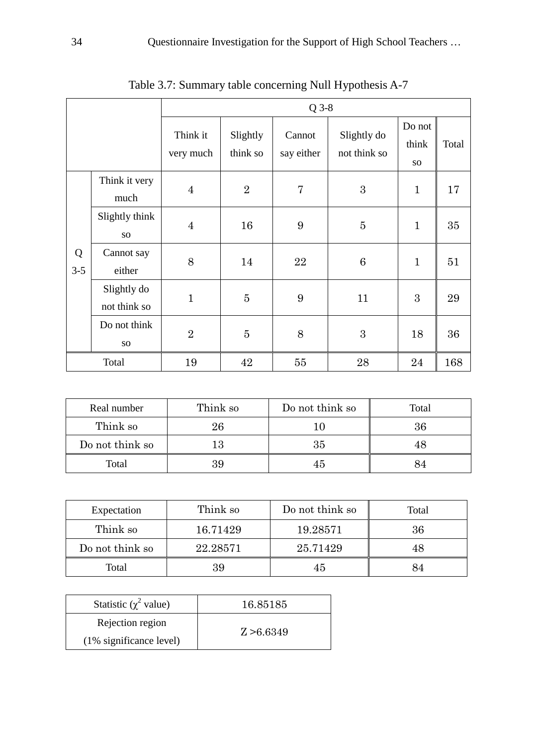Table 3.7: Summary table concerning Null Hypothesis A-7

| | | Q 3-8 | | | | | |
|---|---|---|---|---|---|---|---|
| | | Think it very much | Slightly think so | Cannot say either | Slightly do not think so | Do not think so | Total |
| Q 3-5 | Think it very much | 4 | 2 | 7 | 3 | 1 | 17 |
| | Slightly think so | 4 | 16 | 9 | 5 | 1 | 35 |
| | Cannot say either | 8 | 14 | 22 | 6 | 1 | 51 |
| | Slightly do not think so | 1 | 5 | 9 | 11 | 3 | 29 |
| | Do not think so | 2 | 5 | 8 | 3 | 18 | 36 |
| Total | | 19 | 42 | 55 | 28 | 24 | 168 |

| Real number | Think so | Do not think so | Total |
|---|---|---|---|
| Think so | 26 | 10 | 36 |
| Do not think so | 13 | 35 | 48 |
| Total | 39 | 45 | 84 |

| Expectation | Think so | Do not think so | Total |
|---|---|---|---|
| Think so | 16.71429 | 19.28571 | 36 |
| Do not think so | 22.28571 | 25.71429 | 48 |
| Total | 39 | 45 | 84 |

| Statistic ($\chi^2$ value) | 16.85185 |
|---|---|
| Rejection region (1% significance level) | Z >6.6349 |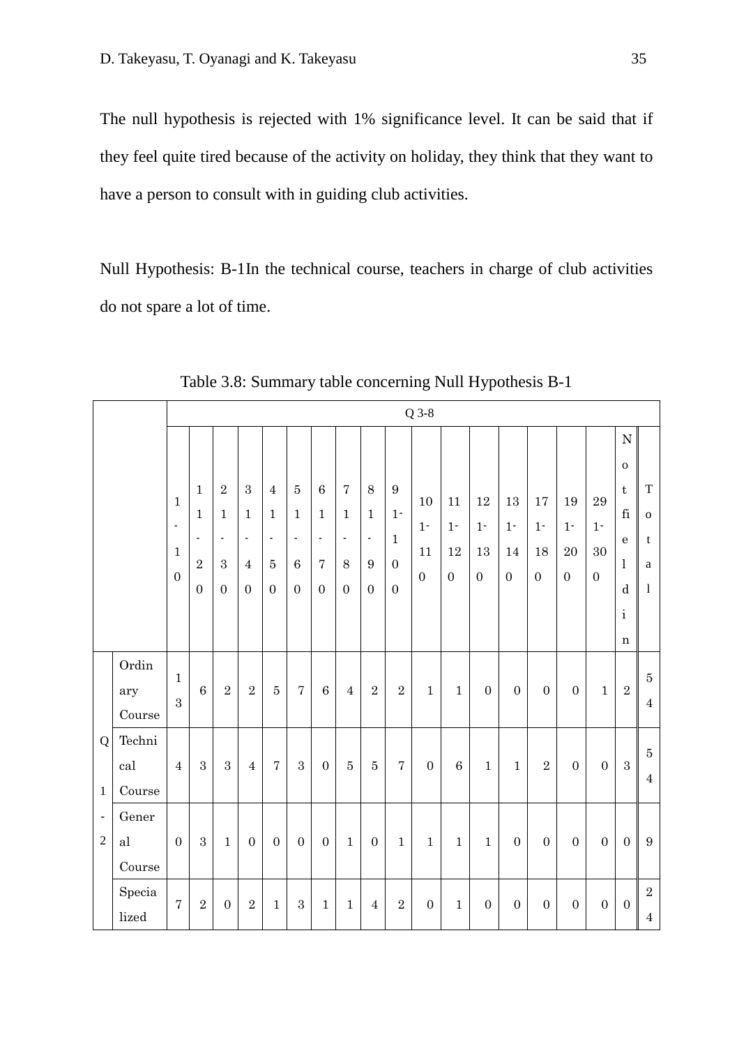The null hypothesis is rejected with 1% significance level. It can be said that if they feel quite tired because of the activity on holiday, they think that they want to have a person to consult with in guiding club activities.

Null Hypothesis: B-1In the technical course, teachers in charge of club activities do not spare a lot of time.

Table 3.8: Summary table concerning Null Hypothesis B-1

| | | Q 3-8 | | | | | | | | | | | | | | | | | | |
|---|---|---|---|---|---|---|---|---|---|---|---|---|---|---|---|---|---|---|---|---|
| | | 1-10 | 11-20 | 21-30 | 31-40 | 41-50 | 51-60 | 61-70 | 71-80 | 81-90 | 91-100 | 101-110 | 111-120 | 121-130 | 131-140 | 171-180 | 191-200 | 291-300 | Not fielding | Total |
| Q 1-2 | Ordinary Course | 13 | 6 | 2 | 2 | 5 | 7 | 6 | 4 | 2 | 2 | 1 | 1 | 0 | 0 | 0 | 0 | 1 | 2 | 54 |
| | Technical Course | 4 | 3 | 3 | 4 | 7 | 3 | 0 | 5 | 5 | 7 | 0 | 6 | 1 | 1 | 2 | 0 | 0 | 3 | 54 |
| | General Course | 0 | 3 | 1 | 0 | 0 | 0 | 0 | 1 | 0 | 1 | 1 | 1 | 1 | 0 | 0 | 0 | 0 | 0 | 9 |
| | Specialized | 7 | 2 | 0 | 2 | 1 | 3 | 1 | 1 | 4 | 2 | 0 | 1 | 0 | 0 | 0 | 0 | 0 | 0 | 24 |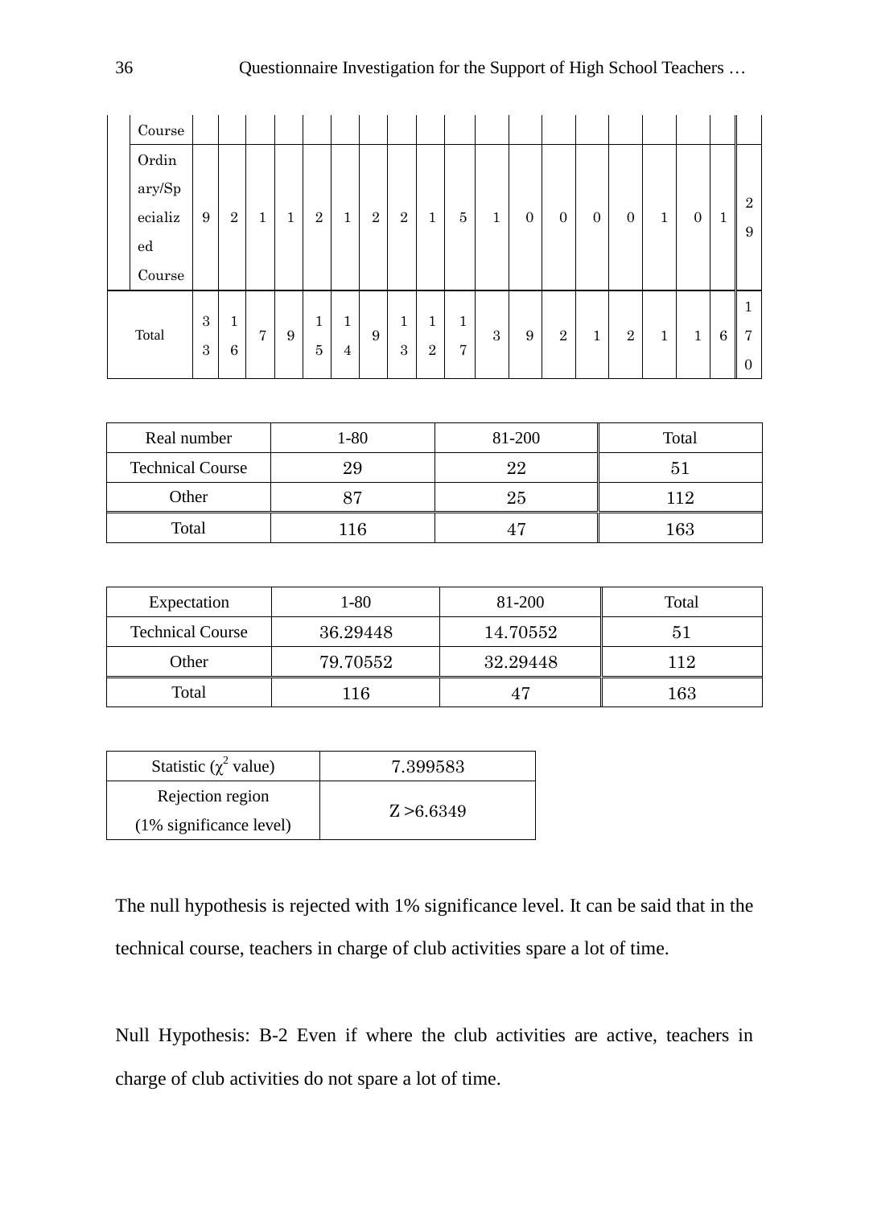|  | Course |  |  |  |  |  |  |  |  |  |  |  |  |  |  |  |  |  |  |  |
|---|---|---|---|---|---|---|---|---|---|---|---|---|---|---|---|---|---|---|---|---|
|  | Ordinary/Specialized Course | 9 | 2 | 1 | 1 | 2 | 1 | 2 | 2 | 1 | 5 | 1 | 0 | 0 | 0 | 0 | 1 | 0 | 1 | 29 |
| Total |  | 33 | 16 | 7 | 9 | 15 | 14 | 9 | 13 | 12 | 17 | 3 | 9 | 2 | 1 | 2 | 1 | 1 | 6 | 170 |

| Real number | 1-80 | 81-200 | Total |
|---|---|---|---|
| Technical Course | 29 | 22 | 51 |
| Other | 87 | 25 | 112 |
| Total | 116 | 47 | 163 |

| Expectation | 1-80 | 81-200 | Total |
|---|---|---|---|
| Technical Course | 36.29448 | 14.70552 | 51 |
| Other | 79.70552 | 32.29448 | 112 |
| Total | 116 | 47 | 163 |

| Statistic ($\chi^2$ value) | 7.399583 |
|---|---|
| Rejection region (1% significance level) | Z >6.6349 |

The null hypothesis is rejected with 1% significance level. It can be said that in the technical course, teachers in charge of club activities spare a lot of time.

Null Hypothesis: B-2 Even if where the club activities are active, teachers in charge of club activities do not spare a lot of time.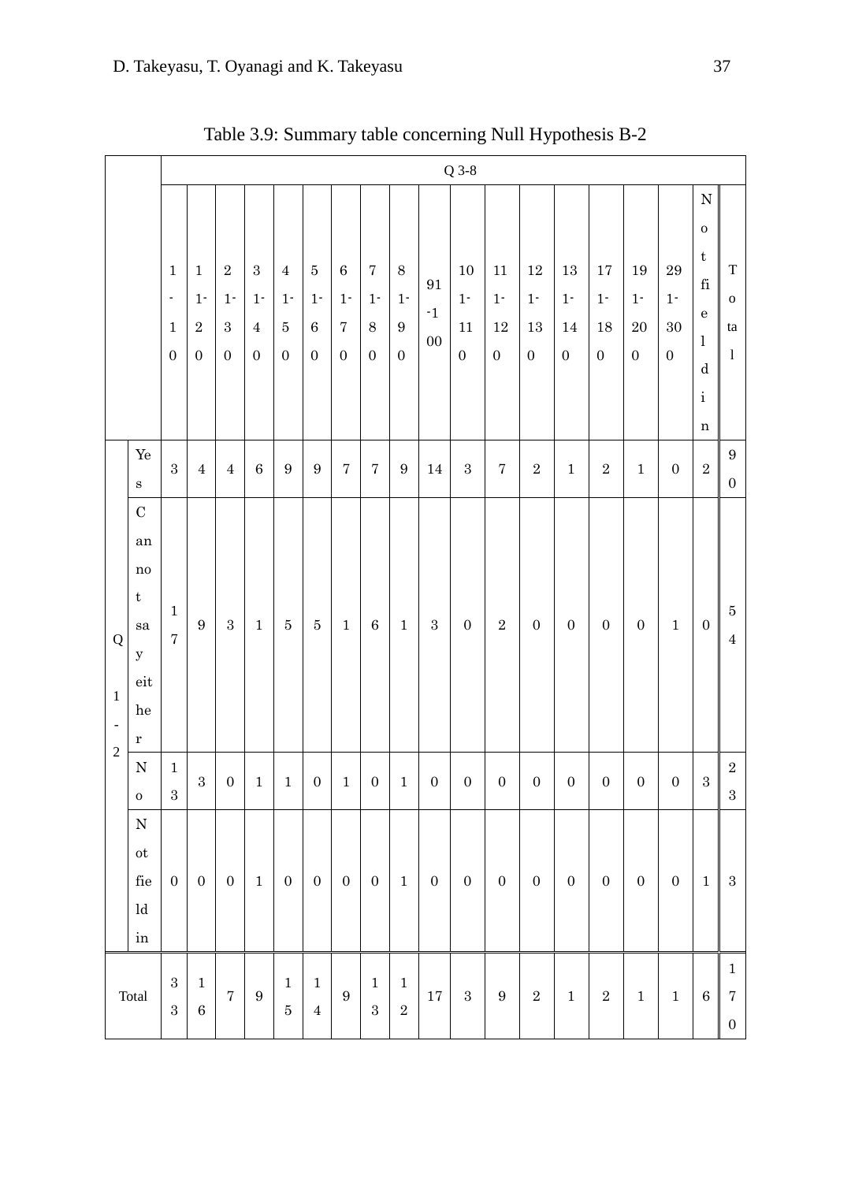Table 3.9: Summary table concerning Null Hypothesis B-2

| | | Q 3-8 | | | | | | | | | | | | | | | | | | |
|---|---|---|---|---|---|---|---|---|---|---|---|---|---|---|---|---|---|---|---|---|
| | | 1-10 | 11-20 | 21-30 | 31-40 | 41-50 | 51-60 | 61-70 | 71-80 | 81-90 | 91-100 | 101-110 | 111-120 | 121-130 | 131-140 | 171-180 | 191-200 | 291-300 | Not field in | Total |
| Q 1-2 | Yes | 3 | 4 | 4 | 6 | 9 | 9 | 7 | 7 | 9 | 14 | 3 | 7 | 2 | 1 | 2 | 1 | 0 | 2 | 90 |
| | Cannot say either | 17 | 9 | 3 | 1 | 5 | 5 | 1 | 6 | 1 | 3 | 0 | 2 | 0 | 0 | 0 | 0 | 1 | 0 | 54 |
| | No | 13 | 3 | 0 | 1 | 1 | 0 | 1 | 0 | 1 | 0 | 0 | 0 | 0 | 0 | 0 | 0 | 0 | 3 | 23 |
| | Not field in | 0 | 0 | 0 | 1 | 0 | 0 | 0 | 0 | 1 | 0 | 0 | 0 | 0 | 0 | 0 | 0 | 0 | 1 | 3 |
| Total | | 33 | 16 | 7 | 9 | 15 | 14 | 9 | 13 | 12 | 17 | 3 | 9 | 2 | 1 | 2 | 1 | 1 | 6 | 170 |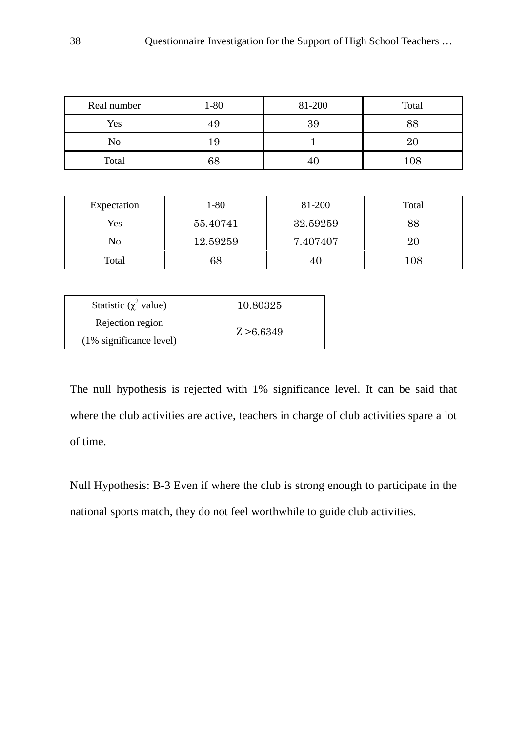| Real number | 1-80 | 81-200 | Total |
|---|---|---|---|
| Yes | 49 | 39 | 88 |
| No | 19 | 1 | 20 |
| Total | 68 | 40 | 108 |

| Expectation | 1-80 | 81-200 | Total |
|---|---|---|---|
| Yes | 55.40741 | 32.59259 | 88 |
| No | 12.59259 | 7.407407 | 20 |
| Total | 68 | 40 | 108 |

| Statistic ($\chi^2$ value) | 10.80325 |
|---|---|
| Rejection region (1% significance level) | Z >6.6349 |

The null hypothesis is rejected with 1% significance level. It can be said that where the club activities are active, teachers in charge of club activities spare a lot of time.

Null Hypothesis: B-3 Even if where the club is strong enough to participate in the national sports match, they do not feel worthwhile to guide club activities.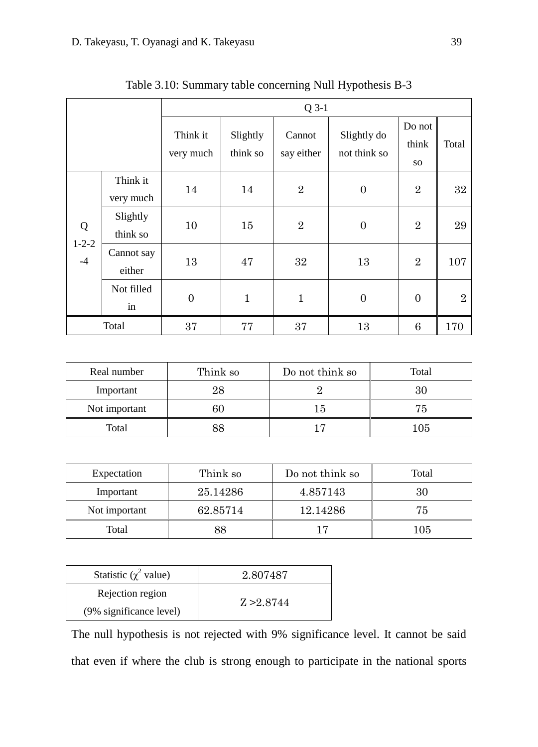Table 3.10: Summary table concerning Null Hypothesis B-3

| | | Q 3-1 | | | | | |
|---|---|---|---|---|---|---|---|
| | | Think it very much | Slightly think so | Cannot say either | Slightly do not think so | Do not think so | Total |
| Q 1-2-2 -4 | Think it very much | 14 | 14 | 2 | 0 | 2 | 32 |
| | Slightly think so | 10 | 15 | 2 | 0 | 2 | 29 |
| | Cannot say either | 13 | 47 | 32 | 13 | 2 | 107 |
| | Not filled in | 0 | 1 | 1 | 0 | 0 | 2 |
| Total | | 37 | 77 | 37 | 13 | 6 | 170 |

| Real number | Think so | Do not think so | Total |
|---|---|---|---|
| Important | 28 | 2 | 30 |
| Not important | 60 | 15 | 75 |
| Total | 88 | 17 | 105 |

| Expectation | Think so | Do not think so | Total |
|---|---|---|---|
| Important | 25.14286 | 4.857143 | 30 |
| Not important | 62.85714 | 12.14286 | 75 |
| Total | 88 | 17 | 105 |

| Statistic ($\chi^2$ value) | 2.807487 |
|---|---|
| Rejection region (9% significance level) | Z >2.8744 |

The null hypothesis is not rejected with 9% significance level. It cannot be said that even if where the club is strong enough to participate in the national sports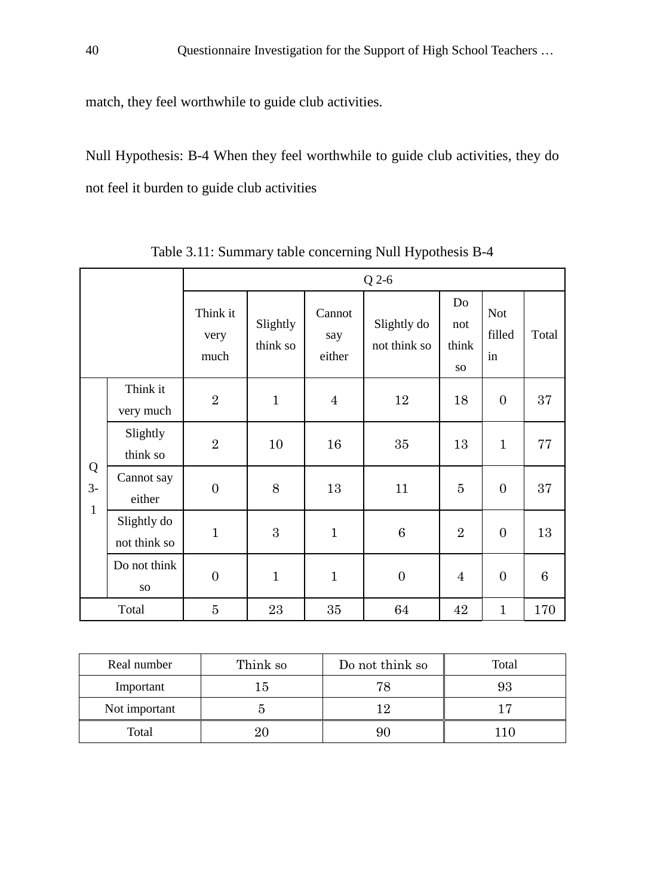match, they feel worthwhile to guide club activities.

Null Hypothesis: B-4 When they feel worthwhile to guide club activities, they do not feel it burden to guide club activities

Table 3.11: Summary table concerning Null Hypothesis B-4

| | | Q 2-6 | | | | | | |
|---|---|---|---|---|---|---|---|---|
| | | Think it very much | Slightly think so | Cannot say either | Slightly do not think so | Do not think so | Not filled in | Total |
| Q 3-1 | Think it very much | 2 | 1 | 4 | 12 | 18 | 0 | 37 |
| | Slightly think so | 2 | 10 | 16 | 35 | 13 | 1 | 77 |
| | Cannot say either | 0 | 8 | 13 | 11 | 5 | 0 | 37 |
| | Slightly do not think so | 1 | 3 | 1 | 6 | 2 | 0 | 13 |
| | Do not think so | 0 | 1 | 1 | 0 | 4 | 0 | 6 |
| Total | | 5 | 23 | 35 | 64 | 42 | 1 | 170 |

| Real number | Think so | Do not think so | Total |
|---|---|---|---|
| Important | 15 | 78 | 93 |
| Not important | 5 | 12 | 17 |
| Total | 20 | 90 | 110 |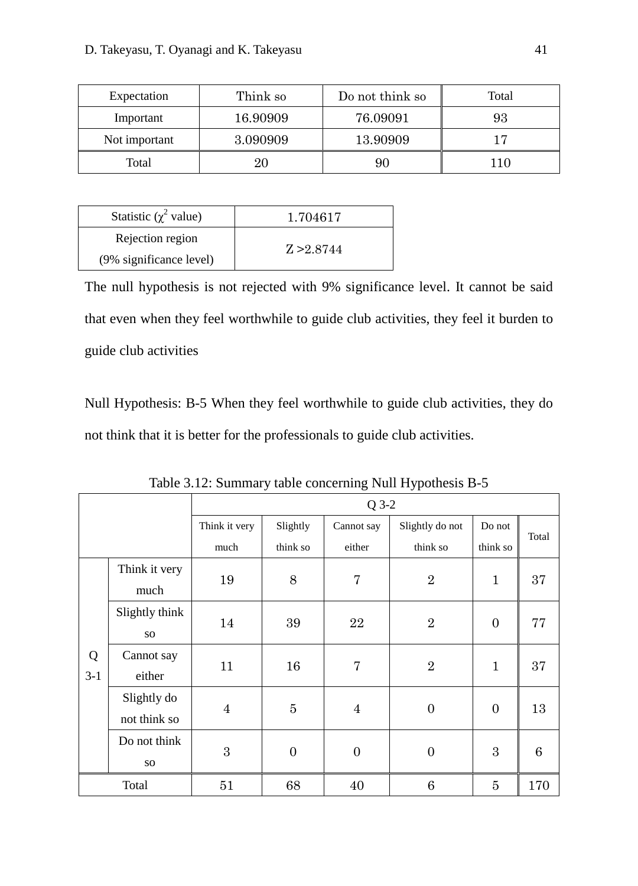| Expectation | Think so | Do not think so | Total |
|---|---|---|---|
| Important | 16.90909 | 76.09091 | 93 |
| Not important | 3.090909 | 13.90909 | 17 |
| Total | 20 | 90 | 110 |

| Statistic ($\chi^2$ value) | 1.704617 |
|---|---|
| Rejection region (9% significance level) | Z >2.8744 |

The null hypothesis is not rejected with 9% significance level. It cannot be said that even when they feel worthwhile to guide club activities, they feel it burden to guide club activities

Null Hypothesis: B-5 When they feel worthwhile to guide club activities, they do not think that it is better for the professionals to guide club activities.

Table 3.12: Summary table concerning Null Hypothesis B-5

| | | Q 3-2 | | | | | |
|---|---|---|---|---|---|---|---|
| | | Think it very much | Slightly think so | Cannot say either | Slightly do not think so | Do not think so | Total |
| Q 3-1 | Think it very much | 19 | 8 | 7 | 2 | 1 | 37 |
| | Slightly think so | 14 | 39 | 22 | 2 | 0 | 77 |
| | Cannot say either | 11 | 16 | 7 | 2 | 1 | 37 |
| | Slightly do not think so | 4 | 5 | 4 | 0 | 0 | 13 |
| | Do not think so | 3 | 0 | 0 | 0 | 3 | 6 |
| Total | | 51 | 68 | 40 | 6 | 5 | 170 |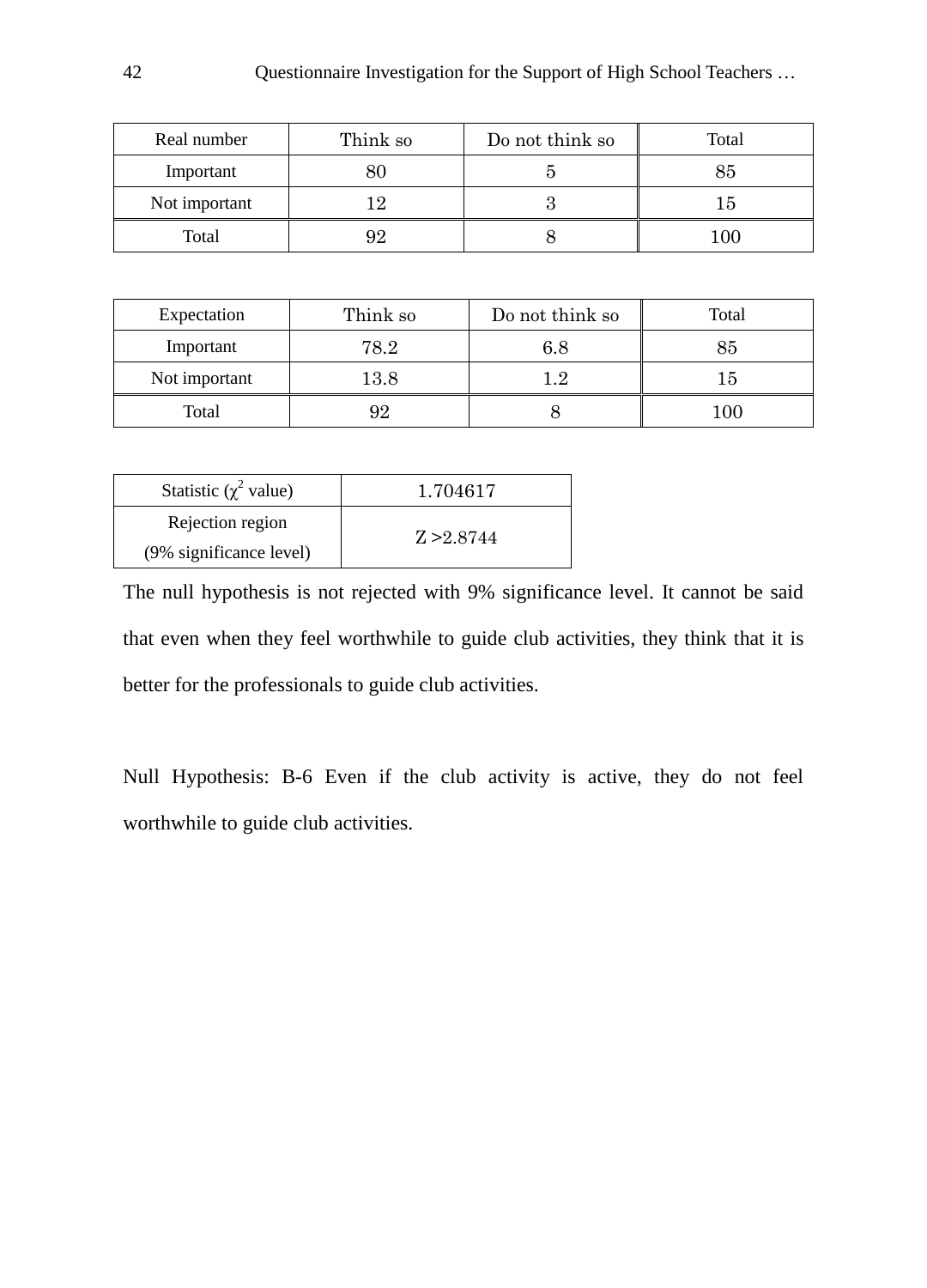| Real number | Think so | Do not think so | Total |
|---|---|---|---|
| Important | 80 | 5 | 85 |
| Not important | 12 | 3 | 15 |
| Total | 92 | 8 | 100 |

| Expectation | Think so | Do not think so | Total |
|---|---|---|---|
| Important | 78.2 | 6.8 | 85 |
| Not important | 13.8 | 1.2 | 15 |
| Total | 92 | 8 | 100 |

| Statistic ($\chi^2$ value) | 1.704617 |
|---|---|
| Rejection region (9% significance level) | Z >2.8744 |

The null hypothesis is not rejected with 9% significance level. It cannot be said that even when they feel worthwhile to guide club activities, they think that it is better for the professionals to guide club activities.

Null Hypothesis: B-6 Even if the club activity is active, they do not feel worthwhile to guide club activities.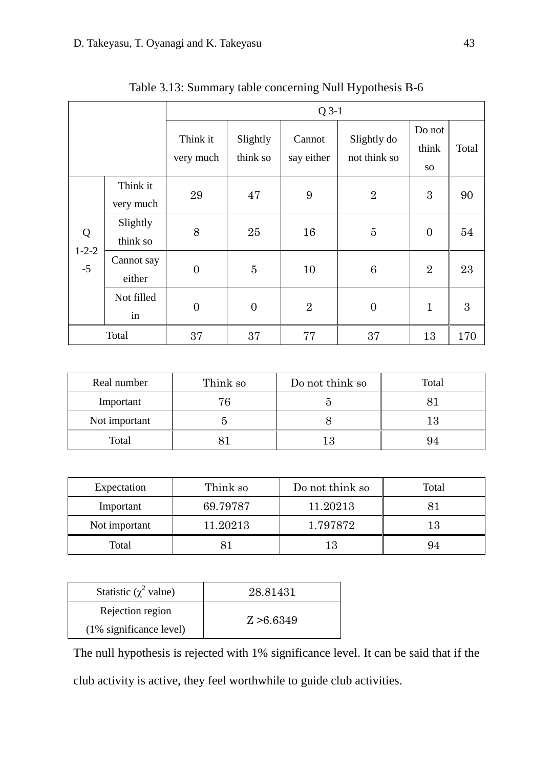Table 3.13: Summary table concerning Null Hypothesis B-6

| | | Q 3-1 | | | | | |
|---|---|---|---|---|---|---|---|
| | | Think it very much | Slightly think so | Cannot say either | Slightly do not think so | Do not think so | Total |
| Q 1-2-2 -5 | Think it very much | 29 | 47 | 9 | 2 | 3 | 90 |
| | Slightly think so | 8 | 25 | 16 | 5 | 0 | 54 |
| | Cannot say either | 0 | 5 | 10 | 6 | 2 | 23 |
| | Not filled in | 0 | 0 | 2 | 0 | 1 | 3 |
| Total | | 37 | 37 | 77 | 37 | 13 | 170 |

| Real number | Think so | Do not think so | Total |
|---|---|---|---|
| Important | 76 | 5 | 81 |
| Not important | 5 | 8 | 13 |
| Total | 81 | 13 | 94 |

| Expectation | Think so | Do not think so | Total |
|---|---|---|---|
| Important | 69.79787 | 11.20213 | 81 |
| Not important | 11.20213 | 1.797872 | 13 |
| Total | 81 | 13 | 94 |

| Statistic ($\chi^2$ value) | 28.81431 |
|---|---|
| Rejection region (1% significance level) | Z >6.6349 |

The null hypothesis is rejected with 1% significance level. It can be said that if the club activity is active, they feel worthwhile to guide club activities.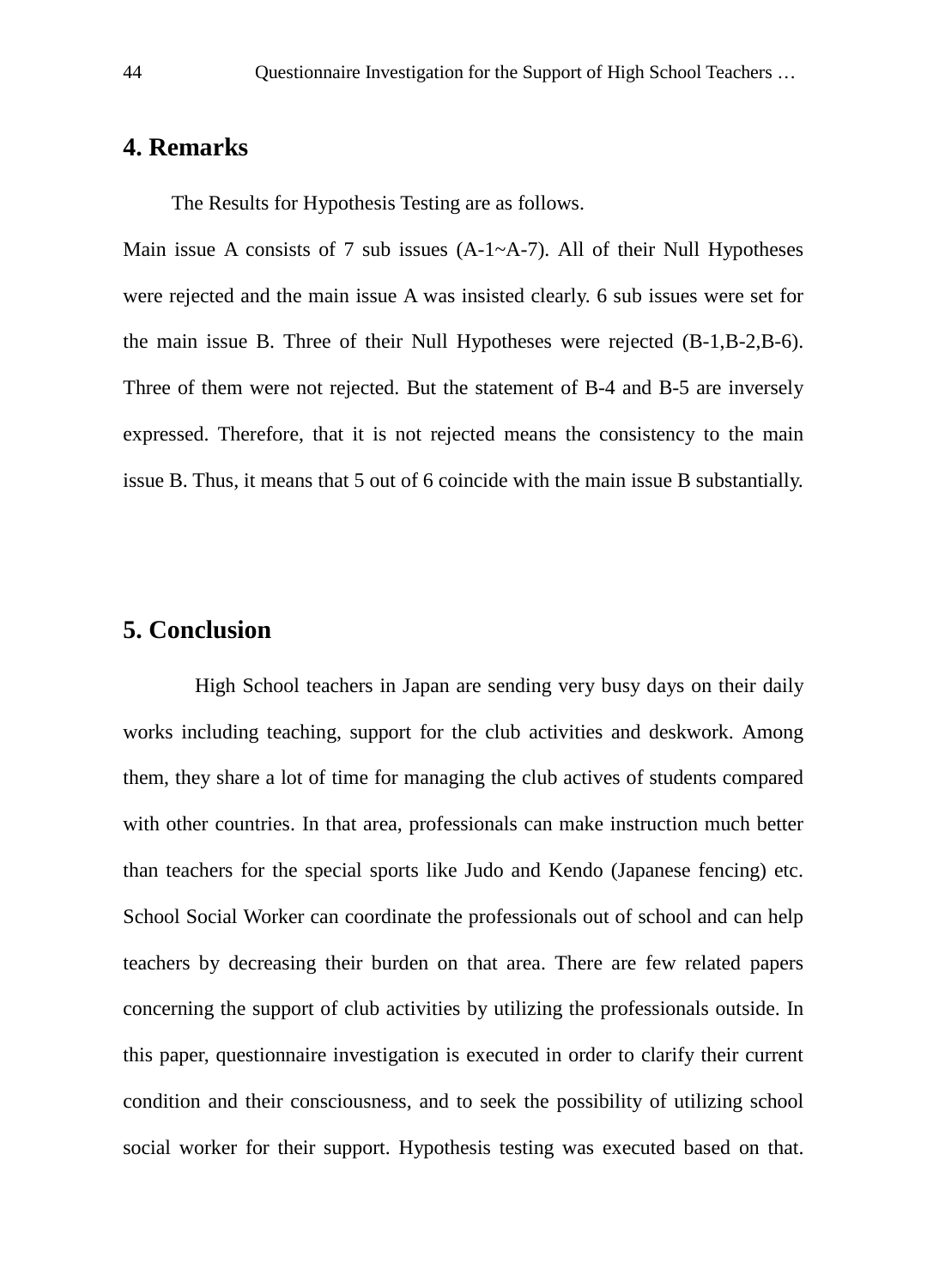## 4. Remarks

The Results for Hypothesis Testing are as follows.

Main issue A consists of 7 sub issues (A-1~A-7). All of their Null Hypotheses were rejected and the main issue A was insisted clearly. 6 sub issues were set for the main issue B. Three of their Null Hypotheses were rejected (B-1,B-2,B-6). Three of them were not rejected. But the statement of B-4 and B-5 are inversely expressed. Therefore, that it is not rejected means the consistency to the main issue B. Thus, it means that 5 out of 6 coincide with the main issue B substantially.

## 5. Conclusion

High School teachers in Japan are sending very busy days on their daily works including teaching, support for the club activities and deskwork. Among them, they share a lot of time for managing the club actives of students compared with other countries. In that area, professionals can make instruction much better than teachers for the special sports like Judo and Kendo (Japanese fencing) etc. School Social Worker can coordinate the professionals out of school and can help teachers by decreasing their burden on that area. There are few related papers concerning the support of club activities by utilizing the professionals outside. In this paper, questionnaire investigation is executed in order to clarify their current condition and their consciousness, and to seek the possibility of utilizing school social worker for their support. Hypothesis testing was executed based on that.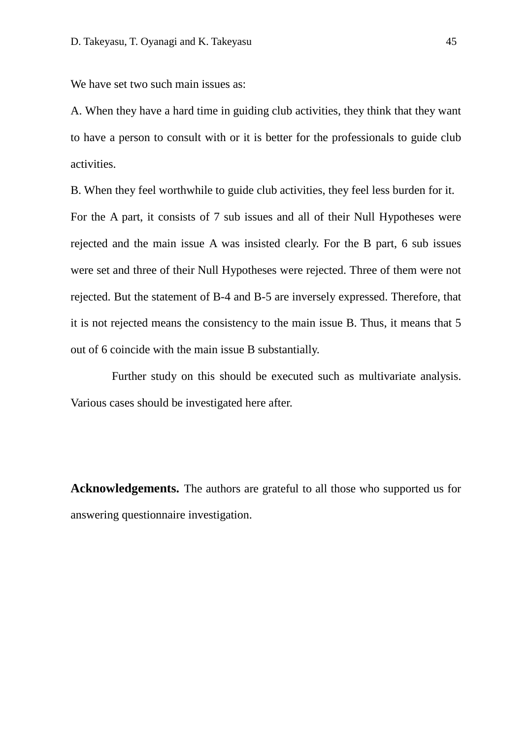We have set two such main issues as:

A. When they have a hard time in guiding club activities, they think that they want to have a person to consult with or it is better for the professionals to guide club activities.

B. When they feel worthwhile to guide club activities, they feel less burden for it.

For the A part, it consists of 7 sub issues and all of their Null Hypotheses were rejected and the main issue A was insisted clearly. For the B part, 6 sub issues were set and three of their Null Hypotheses were rejected. Three of them were not rejected. But the statement of B-4 and B-5 are inversely expressed. Therefore, that it is not rejected means the consistency to the main issue B. Thus, it means that 5 out of 6 coincide with the main issue B substantially.

Further study on this should be executed such as multivariate analysis. Various cases should be investigated here after.

**Acknowledgements.** The authors are grateful to all those who supported us for answering questionnaire investigation.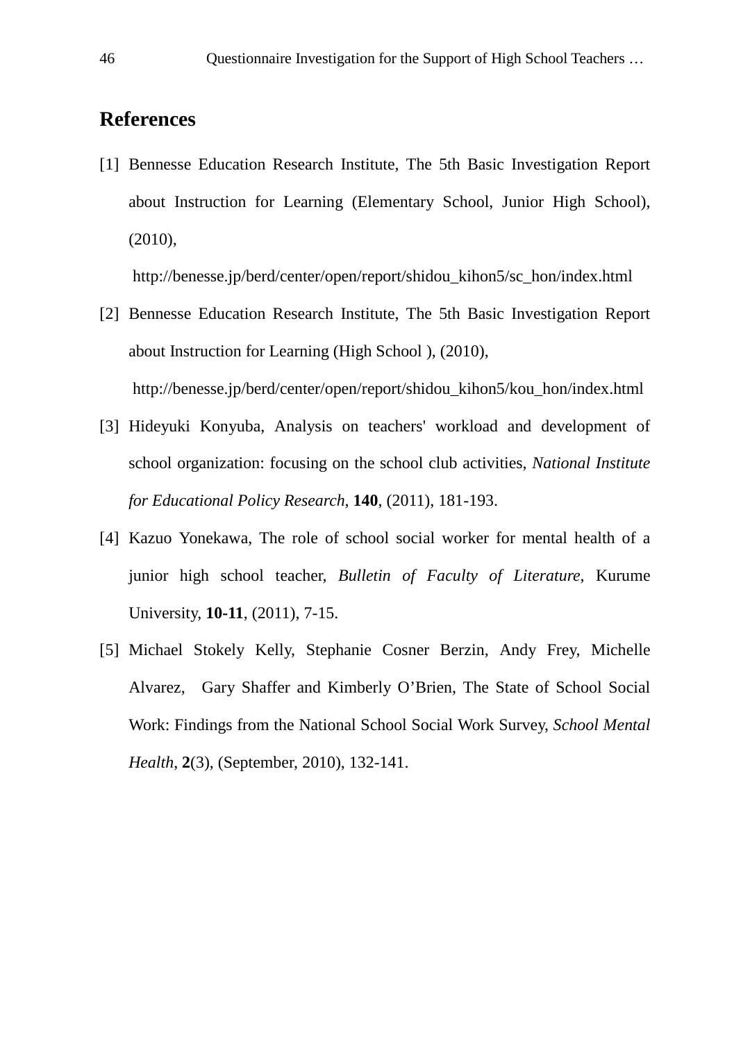## References

[1] Bennesse Education Research Institute, The 5th Basic Investigation Report about Instruction for Learning (Elementary School, Junior High School), (2010),
http://benesse.jp/berd/center/open/report/shidou_kihon5/sc_hon/index.html

[2] Bennesse Education Research Institute, The 5th Basic Investigation Report about Instruction for Learning (High School ), (2010),
http://benesse.jp/berd/center/open/report/shidou_kihon5/kou_hon/index.html

[3] Hideyuki Konyuba, Analysis on teachers' workload and development of school organization: focusing on the school club activities, *National Institute for Educational Policy Research*, **140**, (2011), 181-193.

[4] Kazuo Yonekawa, The role of school social worker for mental health of a junior high school teacher, *Bulletin of Faculty of Literature*, Kurume University, **10-11**, (2011), 7-15.

[5] Michael Stokely Kelly, Stephanie Cosner Berzin, Andy Frey, Michelle Alvarez, Gary Shaffer and Kimberly O'Brien, The State of School Social Work: Findings from the National School Social Work Survey, *School Mental Health*, **2**(3), (September, 2010), 132-141.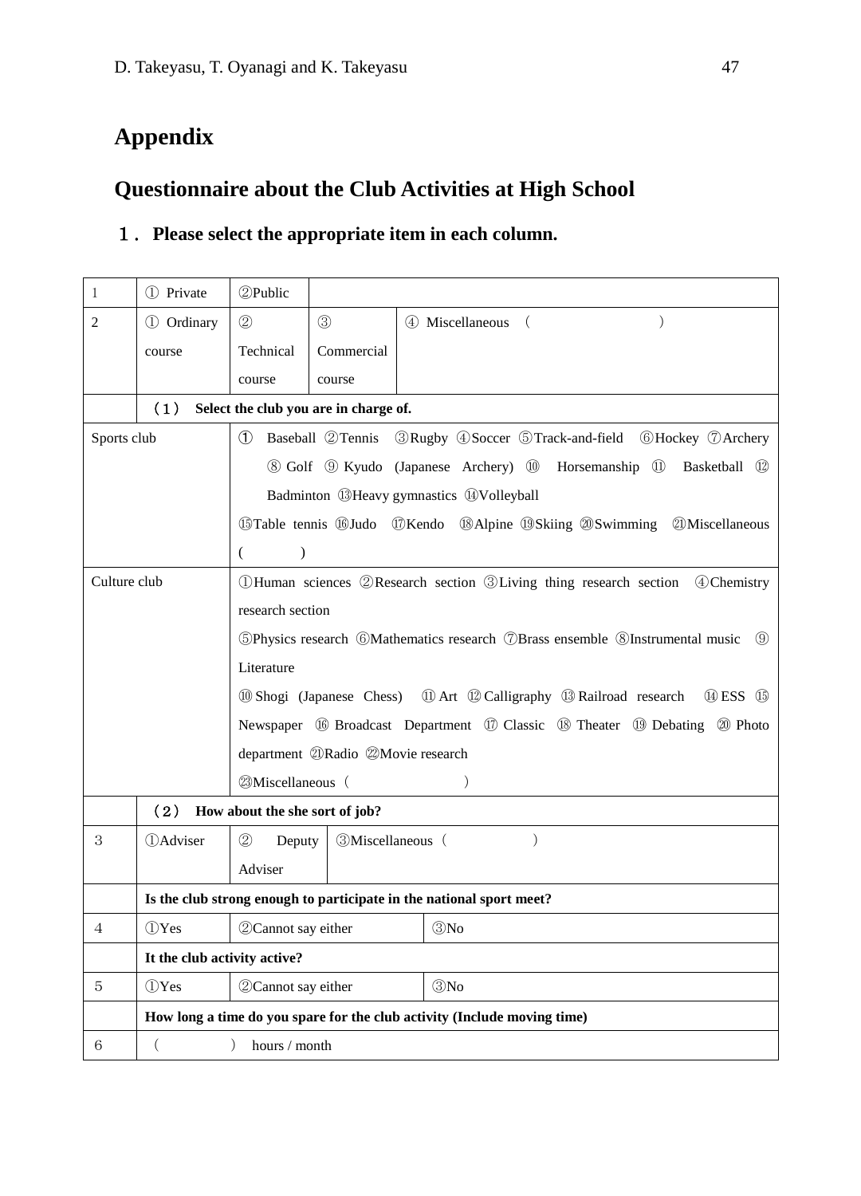## Appendix

## Questionnaire about the Club Activities at High School

### １． Please select the appropriate item in each column.

| | | | | |
|---|---|---|---|---|
| 1 | ① Private | ②Public | | |
| 2 | ① Ordinary course | ② Technical course | ③ Commercial course | ④ Miscellaneous （　　　　　　　） |
| | （1） Select the club you are in charge of. | | | |
| Sports club | | ① Baseball ②Tennis ③Rugby ④Soccer ⑤Track-and-field ⑥Hockey ⑦Archery ⑧ Golf ⑨ Kyudo (Japanese Archery) ⑩ Horsemanship ⑪ Basketball ⑫ Badminton ⑬Heavy gymnastics ⑭Volleyball ⑮Table tennis ⑯Judo ⑰Kendo ⑱Alpine ⑲Skiing ⑳Swimming ㉑Miscellaneous (　　　　) | | |
| Culture club | | ①Human sciences ②Research section ③Living thing research section ④Chemistry research section ⑤Physics research ⑥Mathematics research ⑦Brass ensemble ⑧Instrumental music ⑨ Literature ⑩Shogi (Japanese Chess) ⑪Art ⑫Calligraphy ⑬Railroad research ⑭ESS ⑮ Newspaper ⑯ Broadcast Department ⑰ Classic ⑱ Theater ⑲ Debating ⑳ Photo department ㉑Radio ㉒Movie research ㉓Miscellaneous（　　　　　　） | | |
| | （2） How about the she sort of job? | | | |
| 3 | ①Adviser | ② Deputy Adviser | ③Miscellaneous（　　　　　） | |
| | Is the club strong enough to participate in the national sport meet? | | | |
| 4 | ①Yes | ②Cannot say either | | ③No |
| | It the club activity active? | | | |
| 5 | ①Yes | ②Cannot say either | | ③No |
| | How long a time do you spare for the club activity (Include moving time) | | | |
| 6 | （　　　　　）　hours / month | | | |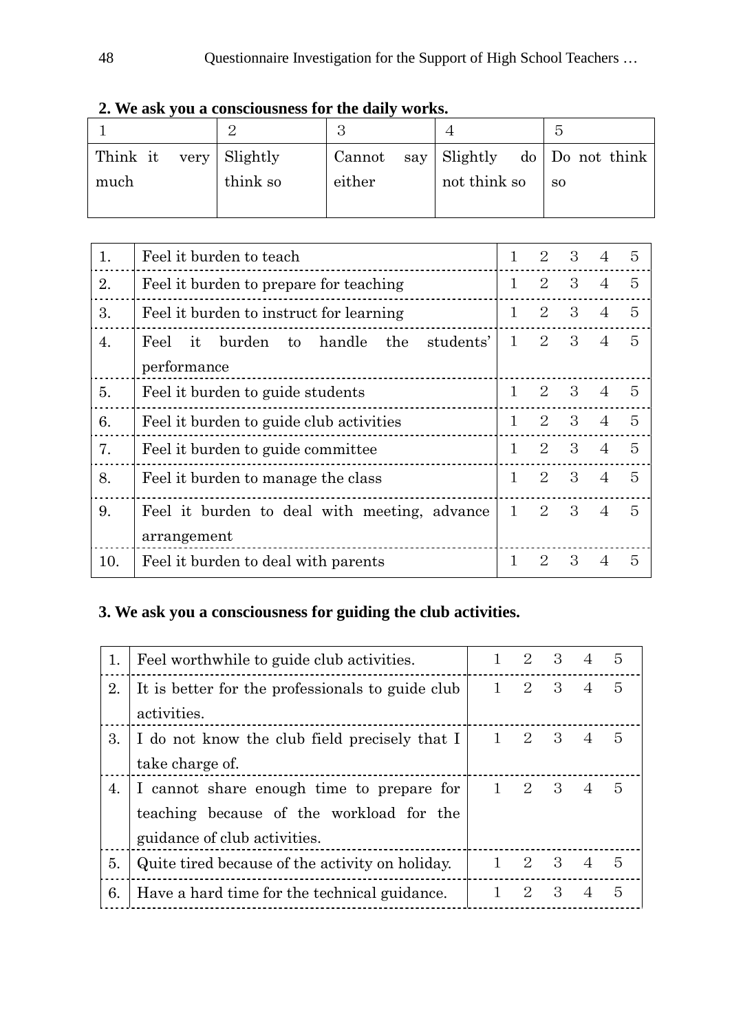**2. We ask you a consciousness for the daily works.**

| 1 | 2 | 3 | 4 | 5 |
|---|---|---|---|---|
| Think it very much | Slightly think so | Cannot say either | Slightly do not think so | Do not think so |

| | | |
|---|---|---|
| 1. | Feel it burden to teach | 1 2 3 4 5 |
| 2. | Feel it burden to prepare for teaching | 1 2 3 4 5 |
| 3. | Feel it burden to instruct for learning | 1 2 3 4 5 |
| 4. | Feel it burden to handle the students' performance | 1 2 3 4 5 |
| 5. | Feel it burden to guide students | 1 2 3 4 5 |
| 6. | Feel it burden to guide club activities | 1 2 3 4 5 |
| 7. | Feel it burden to guide committee | 1 2 3 4 5 |
| 8. | Feel it burden to manage the class | 1 2 3 4 5 |
| 9. | Feel it burden to deal with meeting, advance arrangement | 1 2 3 4 5 |
| 10. | Feel it burden to deal with parents | 1 2 3 4 5 |

**3. We ask you a consciousness for guiding the club activities.**

| | | |
|---|---|---|
| 1. | Feel worthwhile to guide club activities. | 1 2 3 4 5 |
| 2. | It is better for the professionals to guide club activities. | 1 2 3 4 5 |
| 3. | I do not know the club field precisely that I take charge of. | 1 2 3 4 5 |
| 4. | I cannot share enough time to prepare for teaching because of the workload for the guidance of club activities. | 1 2 3 4 5 |
| 5. | Quite tired because of the activity on holiday. | 1 2 3 4 5 |
| 6. | Have a hard time for the technical guidance. | 1 2 3 4 5 |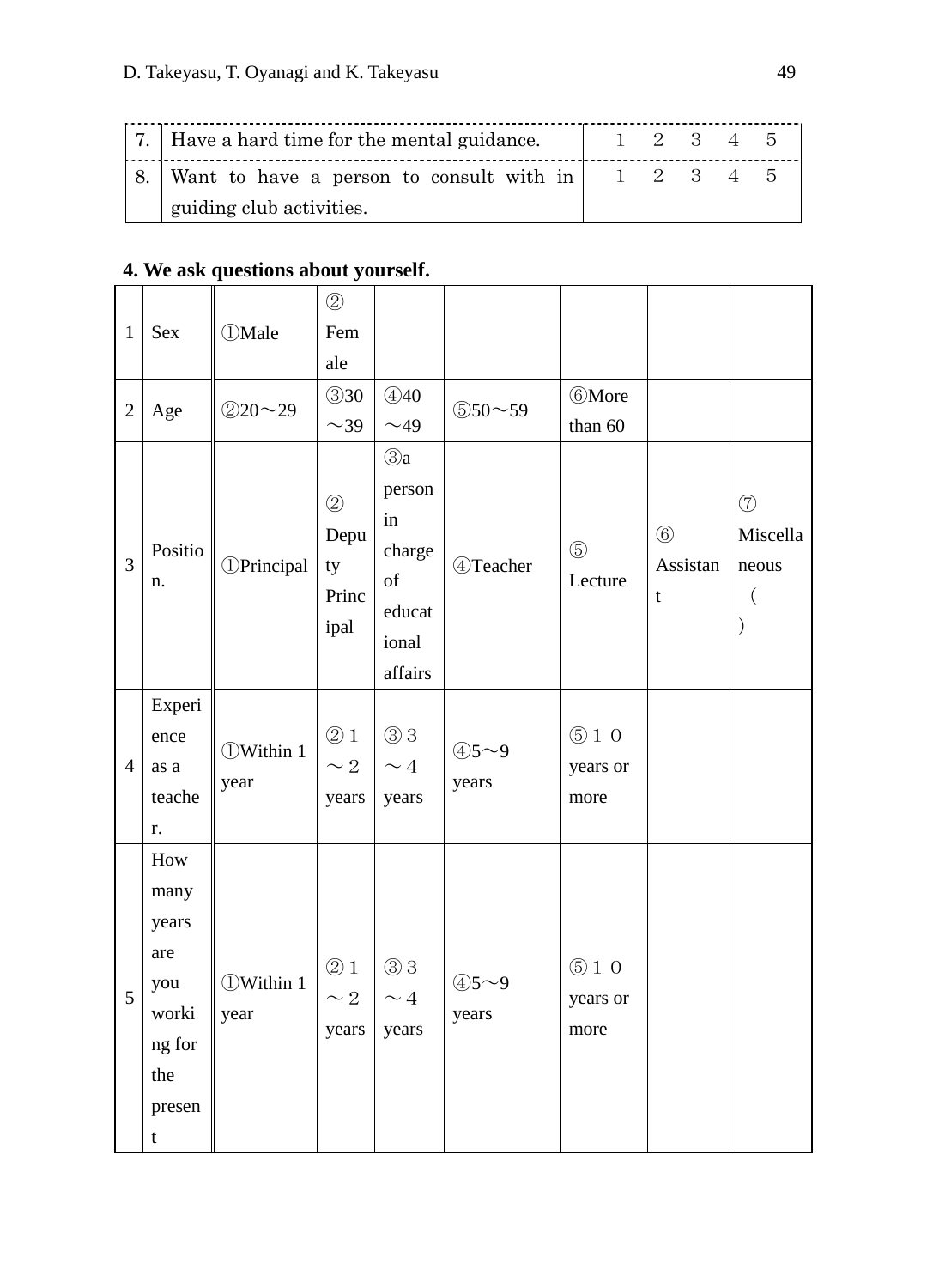| 7. | Have a hard time for the mental guidance. | 1　2　3　4　5 |
|---|---|---|
| 8. | Want to have a person to consult with in guiding club activities. | 1　2　3　4　5 |

**4. We ask questions about yourself.**

| 1 | Sex | ①Male | ②Female | | | | | |
|---|---|---|---|---|---|---|---|---|
| 2 | Age | ②20～29 | ③30～39 | ④40～49 | ⑤50～59 | ⑥More than 60 | | |
| 3 | Position. | ①Principal | ②Deputy Principal | ③a person in charge of educational affairs | ④Teacher | ⑤Lecture | ⑥Assistant | ⑦Miscellaneous（　） |
| 4 | Experience as a teacher. | ①Within 1 year | ②１～２ years | ③３～４ years | ④5～9 years | ⑤１０ years or more | | |
| 5 | How many years are you working for the present | ①Within 1 year | ②１～２ years | ③３～４ years | ④5～9 years | ⑤１０ years or more | | |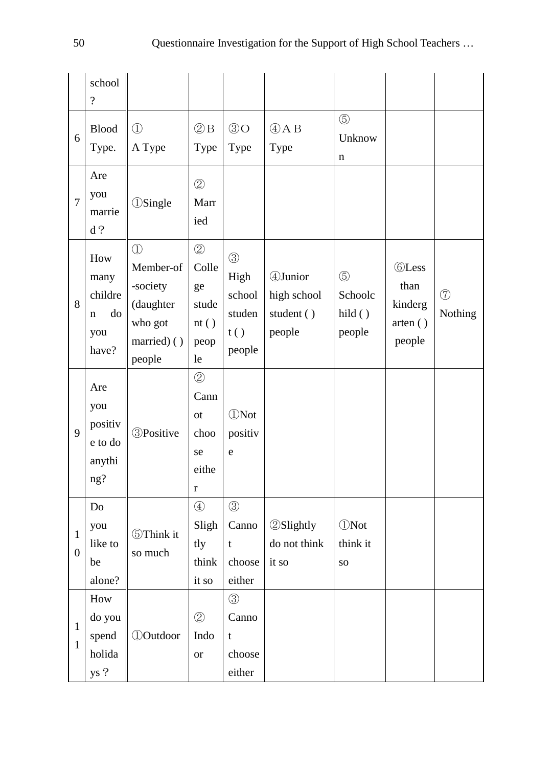| | school? | | | | | | | |
|---|---|---|---|---|---|---|---|---|
| 6 | Blood Type. | ① A Type | ②B Type | ③O Type | ④A B Type | ⑤ Unknown | | |
| 7 | Are you married? | ①Single | ② Married | | | | | |
| 8 | How many children do you have? | ① Member-of-society (daughter who got married) ( ) people | ② College student ( ) people | ③ High school student ( ) people | ④Junior high school student ( ) people | ⑤ Schoolchild ( ) people | ⑥Less than kindergarten ( ) people | ⑦ Nothing |
| 9 | Are you positive to do anything? | ③Positive | ② Cannot choose either | ①Not positive | | | | |
| 10 | Do you like to be alone? | ⑤Think it so much | ④ Slightly think it so | ③ Cannot choose either | ②Slightly do not think it so | ①Not think it so | | |
| 11 | How do you spend holidays? | ①Outdoor | ② Indoor | ③ Cannot choose either | | | | |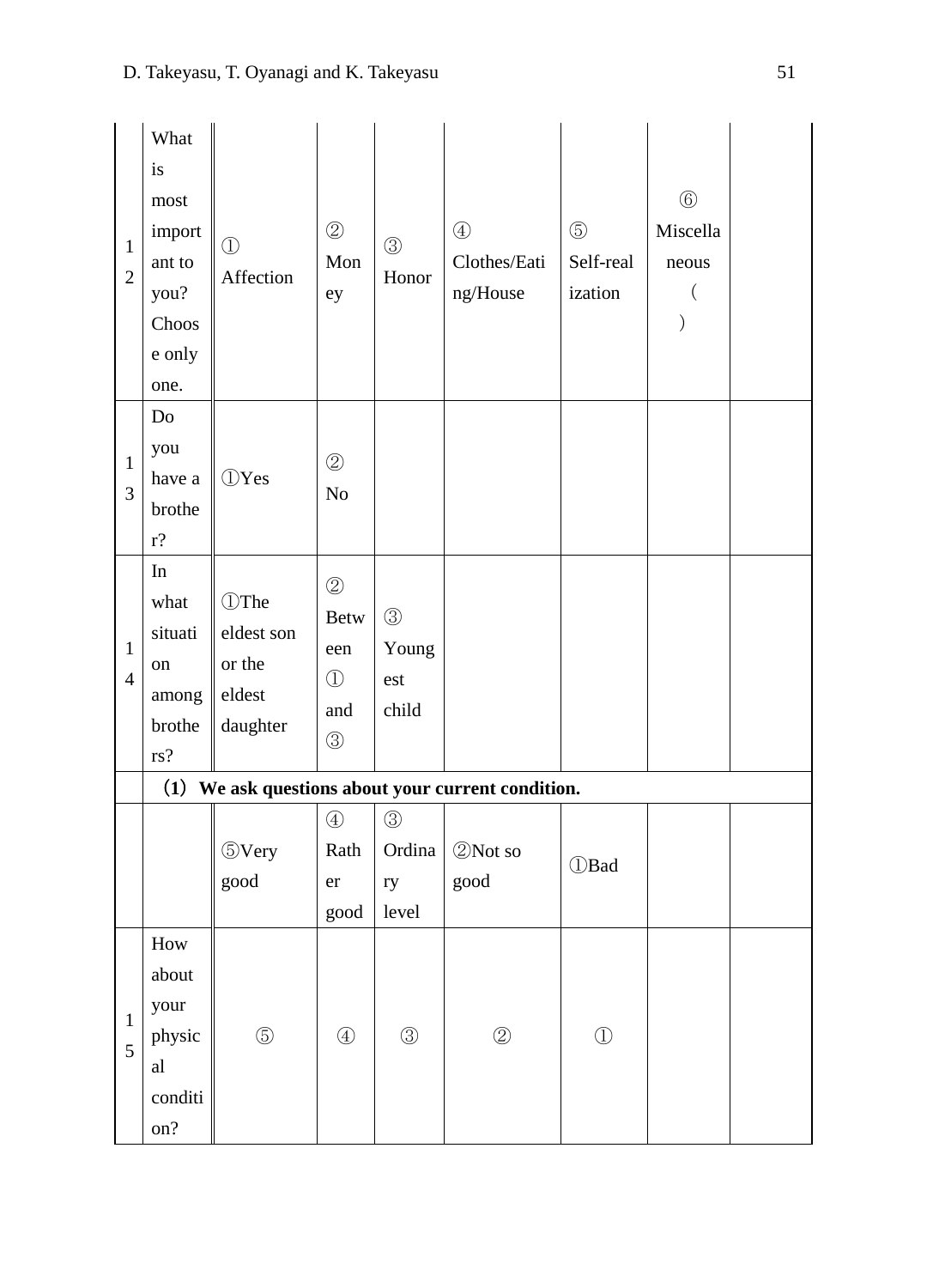| 12 | What is most important to you? Choose only one. | ① Affection | ② Money | ③ Honor | ④ Clothes/Eating/House | ⑤ Self-realization | ⑥ Miscellaneous ( ) | |
|---|---|---|---|---|---|---|---|---|
| 13 | Do you have a brother? | ①Yes | ② No | | | | | |
| 14 | In what situation among brothers? | ①The eldest son or the eldest daughter | ② Between ① and ③ | ③ Youngest child | | | | |
| | **(1) We ask questions about your current condition.** | | | | | | | |
| | | ⑤Very good | ④ Rather good | ③ Ordinary level | ②Not so good | ①Bad | | |
| 15 | How about your physical condition? | ⑤ | ④ | ③ | ② | ① | | |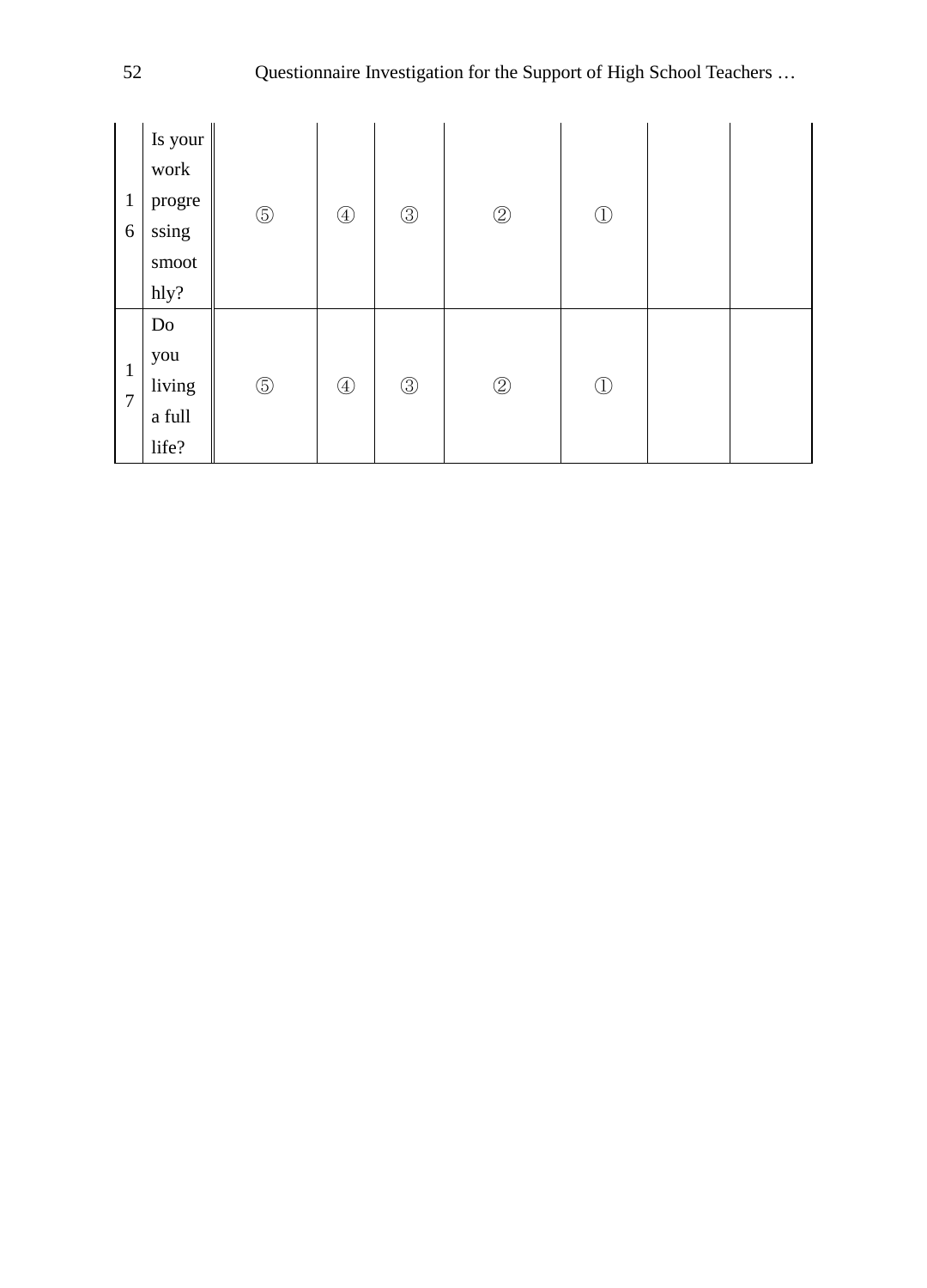| | | | | | | | | |
|---|---|---|---|---|---|---|---|---|
| 16 | Is your work progressing smoothly? | ⑤ | ④ | ③ | ② | ① | | |
| 17 | Do you living a full life? | ⑤ | ④ | ③ | ② | ① | | |